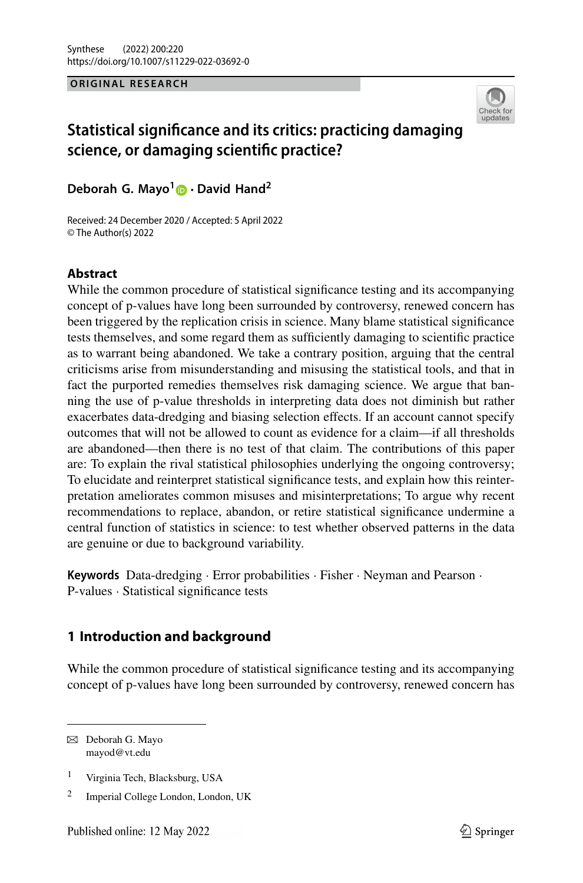ORIGINAL RESEARCH

# Statistical significance and its critics: practicing damaging science, or damaging scientific practice?

**Deborah G. Mayo[1] · David Hand[2]**

Received: 24 December 2020 / Accepted: 5 April 2022
© The Author(s) 2022

## Abstract

While the common procedure of statistical significance testing and its accompanying concept of p-values have long been surrounded by controversy, renewed concern has been triggered by the replication crisis in science. Many blame statistical significance tests themselves, and some regard them as sufficiently damaging to scientific practice as to warrant being abandoned. We take a contrary position, arguing that the central criticisms arise from misunderstanding and misusing the statistical tools, and that in fact the purported remedies themselves risk damaging science. We argue that banning the use of p-value thresholds in interpreting data does not diminish but rather exacerbates data-dredging and biasing selection effects. If an account cannot specify outcomes that will not be allowed to count as evidence for a claim—if all thresholds are abandoned—then there is no test of that claim. The contributions of this paper are: To explain the rival statistical philosophies underlying the ongoing controversy; To elucidate and reinterpret statistical significance tests, and explain how this reinterpretation ameliorates common misuses and misinterpretations; To argue why recent recommendations to replace, abandon, or retire statistical significance undermine a central function of statistics in science: to test whether observed patterns in the data are genuine or due to background variability.

**Keywords** Data-dredging · Error probabilities · Fisher · Neyman and Pearson · P-values · Statistical significance tests

## 1 Introduction and background

While the common procedure of statistical significance testing and its accompanying concept of p-values have long been surrounded by controversy, renewed concern has

---

✉ Deborah G. Mayo
mayod@vt.edu

[1] Virginia Tech, Blacksburg, USA

[2] Imperial College London, London, UK

Published online: 12 May 2022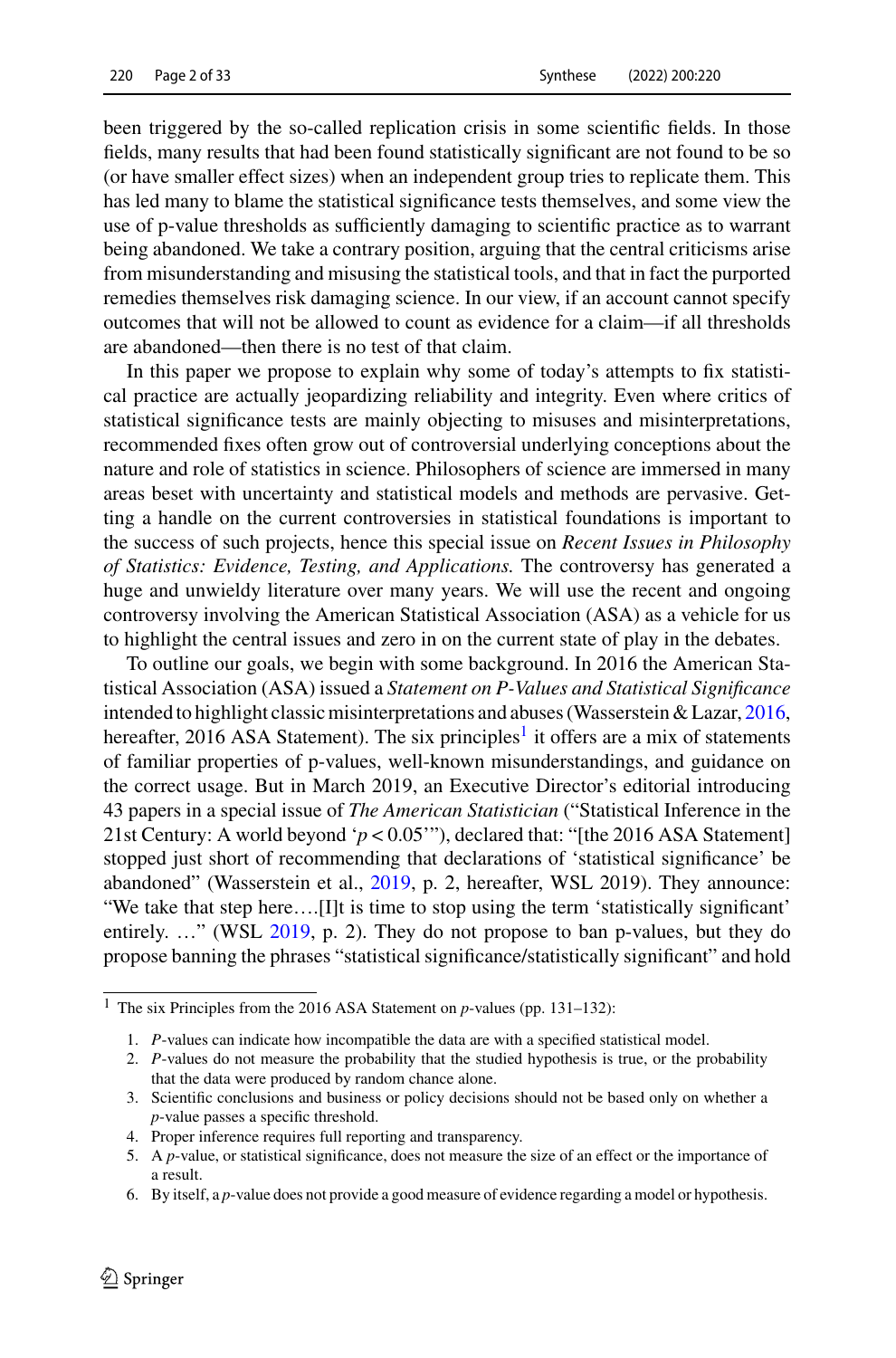been triggered by the so-called replication crisis in some scientific fields. In those fields, many results that had been found statistically significant are not found to be so (or have smaller effect sizes) when an independent group tries to replicate them. This has led many to blame the statistical significance tests themselves, and some view the use of p-value thresholds as sufficiently damaging to scientific practice as to warrant being abandoned. We take a contrary position, arguing that the central criticisms arise from misunderstanding and misusing the statistical tools, and that in fact the purported remedies themselves risk damaging science. In our view, if an account cannot specify outcomes that will not be allowed to count as evidence for a claim—if all thresholds are abandoned—then there is no test of that claim.

In this paper we propose to explain why some of today's attempts to fix statistical practice are actually jeopardizing reliability and integrity. Even where critics of statistical significance tests are mainly objecting to misuses and misinterpretations, recommended fixes often grow out of controversial underlying conceptions about the nature and role of statistics in science. Philosophers of science are immersed in many areas beset with uncertainty and statistical models and methods are pervasive. Getting a handle on the current controversies in statistical foundations is important to the success of such projects, hence this special issue on *Recent Issues in Philosophy of Statistics: Evidence, Testing, and Applications.* The controversy has generated a huge and unwieldy literature over many years. We will use the recent and ongoing controversy involving the American Statistical Association (ASA) as a vehicle for us to highlight the central issues and zero in on the current state of play in the debates.

To outline our goals, we begin with some background. In 2016 the American Statistical Association (ASA) issued a *Statement on P-Values and Statistical Significance* intended to highlight classic misinterpretations and abuses (Wasserstein & Lazar, 2016, hereafter, 2016 ASA Statement). The six principles[1] it offers are a mix of statements of familiar properties of p-values, well-known misunderstandings, and guidance on the correct usage. But in March 2019, an Executive Director's editorial introducing 43 papers in a special issue of *The American Statistician* ("Statistical Inference in the 21st Century: A world beyond '$p < 0.05$'"), declared that: "[the 2016 ASA Statement] stopped just short of recommending that declarations of 'statistical significance' be abandoned" (Wasserstein et al., 2019, p. 2, hereafter, WSL 2019). They announce: "We take that step here….[I]t is time to stop using the term 'statistically significant' entirely. …" (WSL 2019, p. 2). They do not propose to ban p-values, but they do propose banning the phrases "statistical significance/statistically significant" and hold

---

[1] The six Principles from the 2016 ASA Statement on *p*-values (pp. 131–132):

1. *P*-values can indicate how incompatible the data are with a specified statistical model.
2. *P*-values do not measure the probability that the studied hypothesis is true, or the probability that the data were produced by random chance alone.
3. Scientific conclusions and business or policy decisions should not be based only on whether a *p*-value passes a specific threshold.
4. Proper inference requires full reporting and transparency.
5. A *p*-value, or statistical significance, does not measure the size of an effect or the importance of a result.
6. By itself, a *p*-value does not provide a good measure of evidence regarding a model or hypothesis.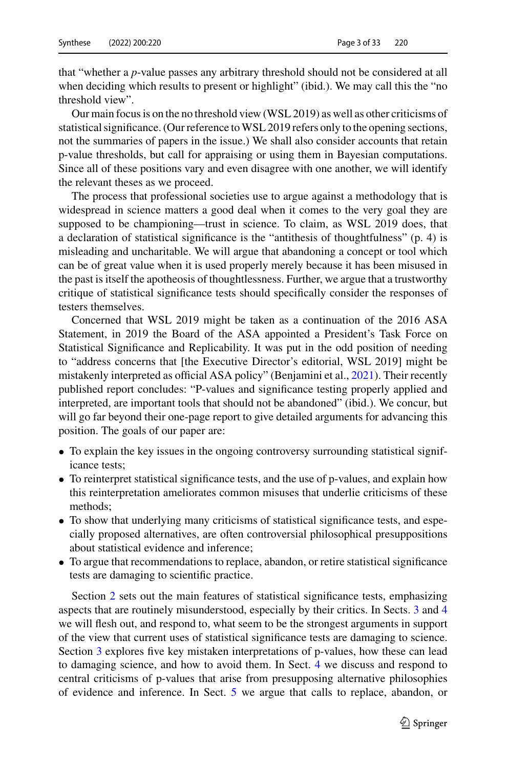that "whether a *p*-value passes any arbitrary threshold should not be considered at all when deciding which results to present or highlight" (ibid.). We may call this the "no threshold view".

Our main focus is on the no threshold view (WSL 2019) as well as other criticisms of statistical significance. (Our reference to WSL 2019 refers only to the opening sections, not the summaries of papers in the issue.) We shall also consider accounts that retain p-value thresholds, but call for appraising or using them in Bayesian computations. Since all of these positions vary and even disagree with one another, we will identify the relevant theses as we proceed.

The process that professional societies use to argue against a methodology that is widespread in science matters a good deal when it comes to the very goal they are supposed to be championing—trust in science. To claim, as WSL 2019 does, that a declaration of statistical significance is the "antithesis of thoughtfulness" (p. 4) is misleading and uncharitable. We will argue that abandoning a concept or tool which can be of great value when it is used properly merely because it has been misused in the past is itself the apotheosis of thoughtlessness. Further, we argue that a trustworthy critique of statistical significance tests should specifically consider the responses of testers themselves.

Concerned that WSL 2019 might be taken as a continuation of the 2016 ASA Statement, in 2019 the Board of the ASA appointed a President's Task Force on Statistical Significance and Replicability. It was put in the odd position of needing to "address concerns that [the Executive Director's editorial, WSL 2019] might be mistakenly interpreted as official ASA policy" (Benjamini et al., 2021). Their recently published report concludes: "P-values and significance testing properly applied and interpreted, are important tools that should not be abandoned" (ibid.). We concur, but will go far beyond their one-page report to give detailed arguments for advancing this position. The goals of our paper are:

- To explain the key issues in the ongoing controversy surrounding statistical significance tests;
- To reinterpret statistical significance tests, and the use of p-values, and explain how this reinterpretation ameliorates common misuses that underlie criticisms of these methods;
- To show that underlying many criticisms of statistical significance tests, and especially proposed alternatives, are often controversial philosophical presuppositions about statistical evidence and inference;
- To argue that recommendations to replace, abandon, or retire statistical significance tests are damaging to scientific practice.

Section 2 sets out the main features of statistical significance tests, emphasizing aspects that are routinely misunderstood, especially by their critics. In Sects. 3 and 4 we will flesh out, and respond to, what seem to be the strongest arguments in support of the view that current uses of statistical significance tests are damaging to science. Section 3 explores five key mistaken interpretations of p-values, how these can lead to damaging science, and how to avoid them. In Sect. 4 we discuss and respond to central criticisms of p-values that arise from presupposing alternative philosophies of evidence and inference. In Sect. 5 we argue that calls to replace, abandon, or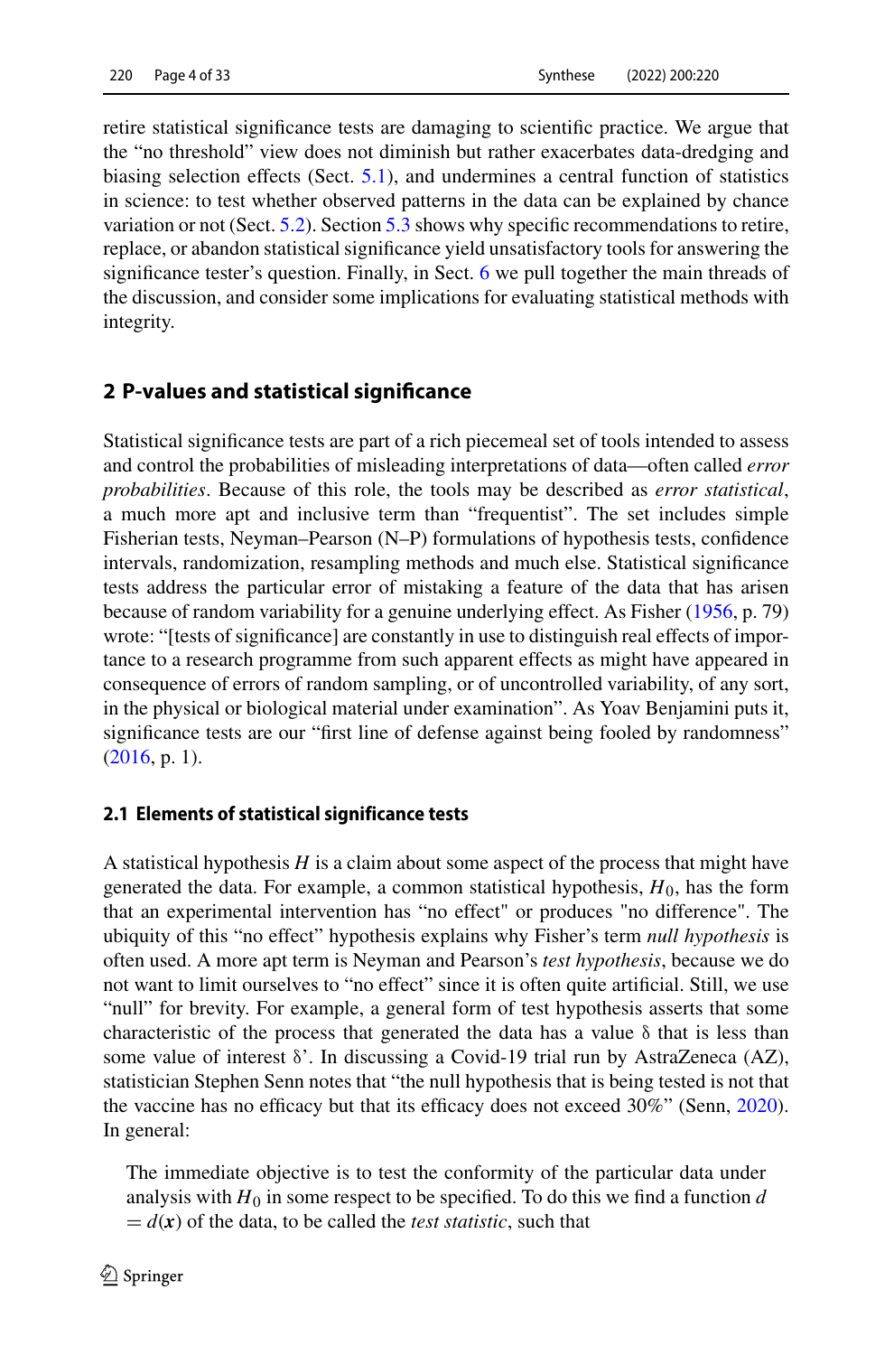retire statistical significance tests are damaging to scientific practice. We argue that the "no threshold" view does not diminish but rather exacerbates data-dredging and biasing selection effects (Sect. 5.1), and undermines a central function of statistics in science: to test whether observed patterns in the data can be explained by chance variation or not (Sect. 5.2). Section 5.3 shows why specific recommendations to retire, replace, or abandon statistical significance yield unsatisfactory tools for answering the significance tester's question. Finally, in Sect. 6 we pull together the main threads of the discussion, and consider some implications for evaluating statistical methods with integrity.

## 2 P-values and statistical significance

Statistical significance tests are part of a rich piecemeal set of tools intended to assess and control the probabilities of misleading interpretations of data—often called *error probabilities*. Because of this role, the tools may be described as *error statistical*, a much more apt and inclusive term than "frequentist". The set includes simple Fisherian tests, Neyman–Pearson (N–P) formulations of hypothesis tests, confidence intervals, randomization, resampling methods and much else. Statistical significance tests address the particular error of mistaking a feature of the data that has arisen because of random variability for a genuine underlying effect. As Fisher (1956, p. 79) wrote: "[tests of significance] are constantly in use to distinguish real effects of importance to a research programme from such apparent effects as might have appeared in consequence of errors of random sampling, or of uncontrolled variability, of any sort, in the physical or biological material under examination". As Yoav Benjamini puts it, significance tests are our "first line of defense against being fooled by randomness" (2016, p. 1).

### 2.1 Elements of statistical significance tests

A statistical hypothesis $H$ is a claim about some aspect of the process that might have generated the data. For example, a common statistical hypothesis, $H_0$, has the form that an experimental intervention has "no effect" or produces "no difference". The ubiquity of this "no effect" hypothesis explains why Fisher's term *null hypothesis* is often used. A more apt term is Neyman and Pearson's *test hypothesis*, because we do not want to limit ourselves to "no effect" since it is often quite artificial. Still, we use "null" for brevity. For example, a general form of test hypothesis asserts that some characteristic of the process that generated the data has a value $\delta$ that is less than some value of interest $\delta'$. In discussing a Covid-19 trial run by AstraZeneca (AZ), statistician Stephen Senn notes that "the null hypothesis that is being tested is not that the vaccine has no efficacy but that its efficacy does not exceed 30%" (Senn, 2020). In general:

> The immediate objective is to test the conformity of the particular data under analysis with $H_0$ in some respect to be specified. To do this we find a function $d = d(\boldsymbol{x})$ of the data, to be called the *test statistic*, such that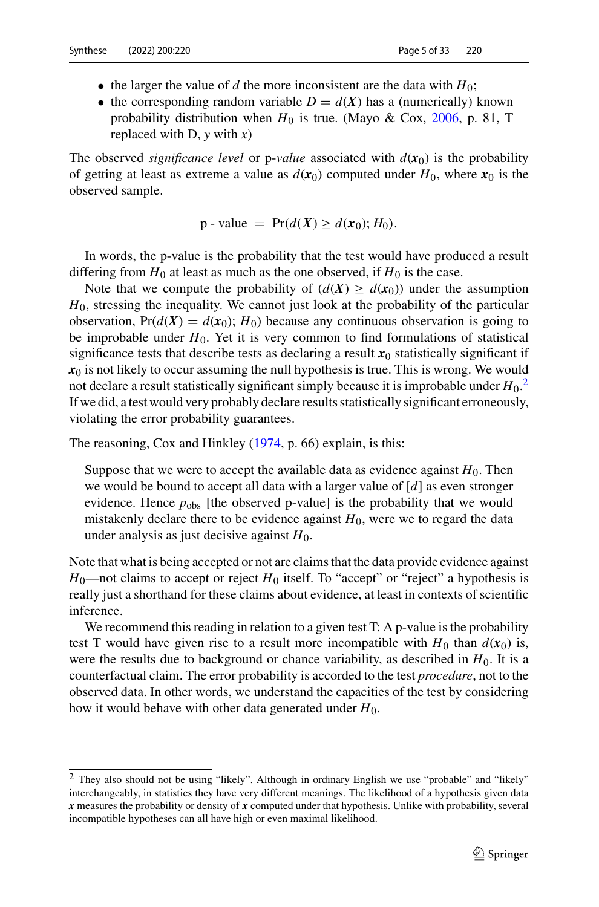- the larger the value of $d$ the more inconsistent are the data with $H_0$;
- the corresponding random variable $D = d(\boldsymbol{X})$ has a (numerically) known probability distribution when $H_0$ is true. (Mayo & Cox, 2006, p. 81, T replaced with D, $y$ with $x$)

The observed *significance level* or p-*value* associated with $d(\boldsymbol{x}_0)$ is the probability of getting at least as extreme a value as $d(\boldsymbol{x}_0)$ computed under $H_0$, where $\boldsymbol{x}_0$ is the observed sample.

$$\text{p - value} = \Pr(d(\boldsymbol{X}) \geq d(\boldsymbol{x}_0); H_0).$$

In words, the p-value is the probability that the test would have produced a result differing from $H_0$ at least as much as the one observed, if $H_0$ is the case.

Note that we compute the probability of $(d(\boldsymbol{X}) \geq d(\boldsymbol{x}_0))$ under the assumption $H_0$, stressing the inequality. We cannot just look at the probability of the particular observation, $\Pr(d(\boldsymbol{X}) = d(\boldsymbol{x}_0); H_0)$ because any continuous observation is going to be improbable under $H_0$. Yet it is very common to find formulations of statistical significance tests that describe tests as declaring a result $\boldsymbol{x}_0$ statistically significant if $\boldsymbol{x}_0$ is not likely to occur assuming the null hypothesis is true. This is wrong. We would not declare a result statistically significant simply because it is improbable under $H_0$.[2] If we did, a test would very probably declare results statistically significant erroneously, violating the error probability guarantees.

The reasoning, Cox and Hinkley (1974, p. 66) explain, is this:

> Suppose that we were to accept the available data as evidence against $H_0$. Then we would be bound to accept all data with a larger value of [$d$] as even stronger evidence. Hence $p_{\text{obs}}$ [the observed p-value] is the probability that we would mistakenly declare there to be evidence against $H_0$, were we to regard the data under analysis as just decisive against $H_0$.

Note that what is being accepted or not are claims that the data provide evidence against $H_0$—not claims to accept or reject $H_0$ itself. To "accept" or "reject" a hypothesis is really just a shorthand for these claims about evidence, at least in contexts of scientific inference.

We recommend this reading in relation to a given test T: A p-value is the probability test T would have given rise to a result more incompatible with $H_0$ than $d(\boldsymbol{x}_0)$ is, were the results due to background or chance variability, as described in $H_0$. It is a counterfactual claim. The error probability is accorded to the test *procedure*, not to the observed data. In other words, we understand the capacities of the test by considering how it would behave with other data generated under $H_0$.

---

[2] They also should not be using "likely". Although in ordinary English we use "probable" and "likely" interchangeably, in statistics they have very different meanings. The likelihood of a hypothesis given data $\boldsymbol{x}$ measures the probability or density of $\boldsymbol{x}$ computed under that hypothesis. Unlike with probability, several incompatible hypotheses can all have high or even maximal likelihood.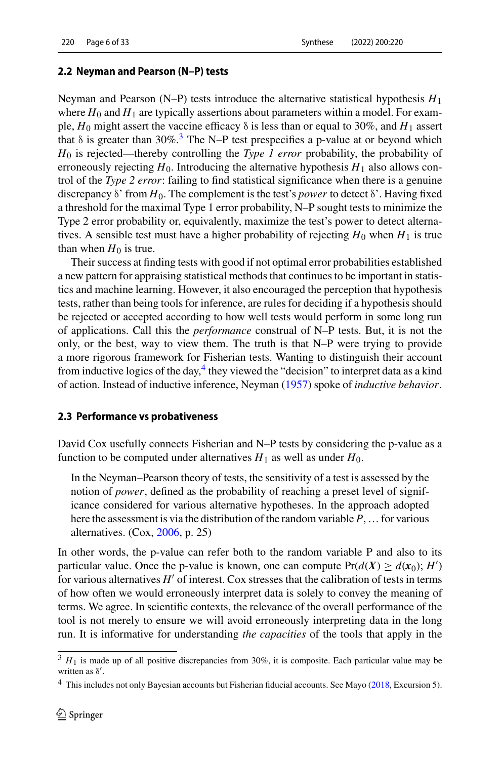### 2.2 Neyman and Pearson (N–P) tests

Neyman and Pearson (N–P) tests introduce the alternative statistical hypothesis $H_1$ where $H_0$ and $H_1$ are typically assertions about parameters within a model. For example, $H_0$ might assert the vaccine efficacy δ is less than or equal to 30%, and $H_1$ assert that δ is greater than 30%.[3] The N–P test prespecifies a p-value at or beyond which $H_0$ is rejected—thereby controlling the *Type 1 error* probability, the probability of erroneously rejecting $H_0$. Introducing the alternative hypothesis $H_1$ also allows control of the *Type 2 error*: failing to find statistical significance when there is a genuine discrepancy δ' from $H_0$. The complement is the test's *power* to detect δ'. Having fixed a threshold for the maximal Type 1 error probability, N–P sought tests to minimize the Type 2 error probability or, equivalently, maximize the test's power to detect alternatives. A sensible test must have a higher probability of rejecting $H_0$ when $H_1$ is true than when $H_0$ is true.

Their success at finding tests with good if not optimal error probabilities established a new pattern for appraising statistical methods that continues to be important in statistics and machine learning. However, it also encouraged the perception that hypothesis tests, rather than being tools for inference, are rules for deciding if a hypothesis should be rejected or accepted according to how well tests would perform in some long run of applications. Call this the *performance* construal of N–P tests. But, it is not the only, or the best, way to view them. The truth is that N–P were trying to provide a more rigorous framework for Fisherian tests. Wanting to distinguish their account from inductive logics of the day,[4] they viewed the "decision" to interpret data as a kind of action. Instead of inductive inference, Neyman (1957) spoke of *inductive behavior*.

### 2.3 Performance vs probativeness

David Cox usefully connects Fisherian and N–P tests by considering the p-value as a function to be computed under alternatives $H_1$ as well as under $H_0$.

> In the Neyman–Pearson theory of tests, the sensitivity of a test is assessed by the notion of *power*, defined as the probability of reaching a preset level of significance considered for various alternative hypotheses. In the approach adopted here the assessment is via the distribution of the random variable $P$, … for various alternatives. (Cox, 2006, p. 25)

In other words, the p-value can refer both to the random variable P and also to its particular value. Once the p-value is known, one can compute $\Pr(d(\boldsymbol{X}) \geq d(\boldsymbol{x}_0); H')$ for various alternatives $H'$ of interest. Cox stresses that the calibration of tests in terms of how often we would erroneously interpret data is solely to convey the meaning of terms. We agree. In scientific contexts, the relevance of the overall performance of the tool is not merely to ensure we will avoid erroneously interpreting data in the long run. It is informative for understanding *the capacities* of the tools that apply in the

---

[3] $H_1$ is made up of all positive discrepancies from 30%, it is composite. Each particular value may be written as $\delta'$.

[4] This includes not only Bayesian accounts but Fisherian fiducial accounts. See Mayo (2018, Excursion 5).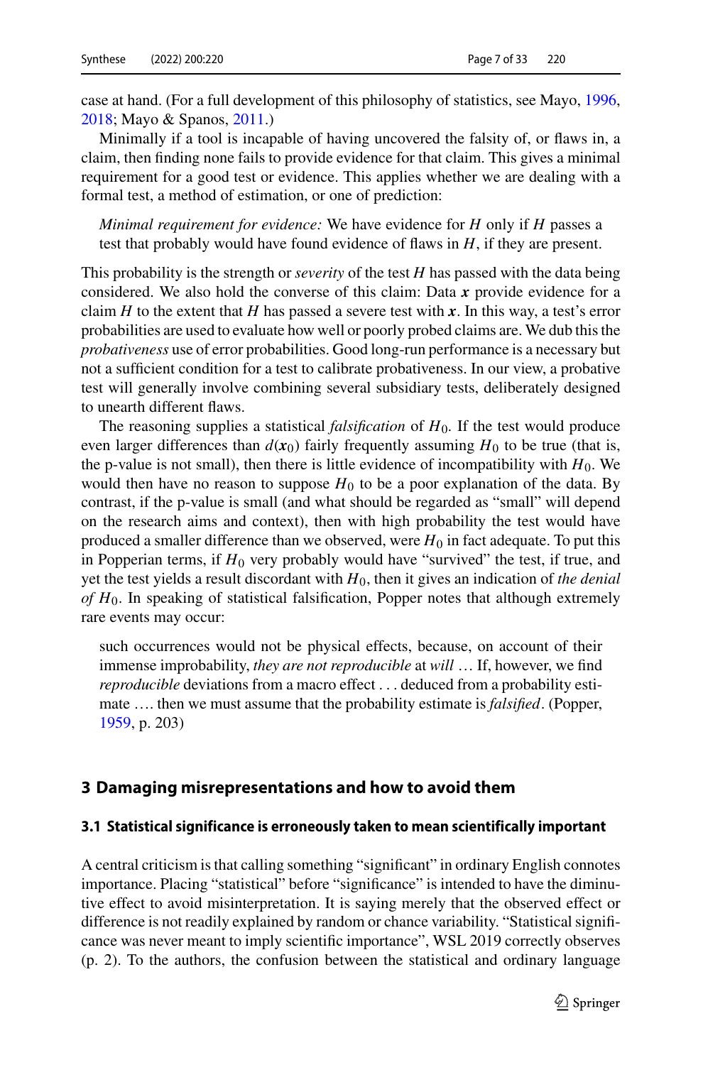case at hand. (For a full development of this philosophy of statistics, see Mayo, 1996, 2018; Mayo & Spanos, 2011.)

Minimally if a tool is incapable of having uncovered the falsity of, or flaws in, a claim, then finding none fails to provide evidence for that claim. This gives a minimal requirement for a good test or evidence. This applies whether we are dealing with a formal test, a method of estimation, or one of prediction:

> *Minimal requirement for evidence:* We have evidence for $H$ only if $H$ passes a test that probably would have found evidence of flaws in $H$, if they are present.

This probability is the strength or *severity* of the test $H$ has passed with the data being considered. We also hold the converse of this claim: Data $\boldsymbol{x}$ provide evidence for a claim $H$ to the extent that $H$ has passed a severe test with $\boldsymbol{x}$. In this way, a test's error probabilities are used to evaluate how well or poorly probed claims are. We dub this the *probativeness* use of error probabilities. Good long-run performance is a necessary but not a sufficient condition for a test to calibrate probativeness. In our view, a probative test will generally involve combining several subsidiary tests, deliberately designed to unearth different flaws.

The reasoning supplies a statistical *falsification* of $H_0$. If the test would produce even larger differences than $d(\boldsymbol{x}_0)$ fairly frequently assuming $H_0$ to be true (that is, the p-value is not small), then there is little evidence of incompatibility with $H_0$. We would then have no reason to suppose $H_0$ to be a poor explanation of the data. By contrast, if the p-value is small (and what should be regarded as "small" will depend on the research aims and context), then with high probability the test would have produced a smaller difference than we observed, were $H_0$ in fact adequate. To put this in Popperian terms, if $H_0$ very probably would have "survived" the test, if true, and yet the test yields a result discordant with $H_0$, then it gives an indication of *the denial of* $H_0$. In speaking of statistical falsification, Popper notes that although extremely rare events may occur:

> such occurrences would not be physical effects, because, on account of their immense improbability, *they are not reproducible* at *will* … If, however, we find *reproducible* deviations from a macro effect . . . deduced from a probability estimate …. then we must assume that the probability estimate is *falsified*. (Popper, 1959, p. 203)

## 3 Damaging misrepresentations and how to avoid them

### 3.1 Statistical significance is erroneously taken to mean scientifically important

A central criticism is that calling something "significant" in ordinary English connotes importance. Placing "statistical" before "significance" is intended to have the diminutive effect to avoid misinterpretation. It is saying merely that the observed effect or difference is not readily explained by random or chance variability. "Statistical significance was never meant to imply scientific importance", WSL 2019 correctly observes (p. 2). To the authors, the confusion between the statistical and ordinary language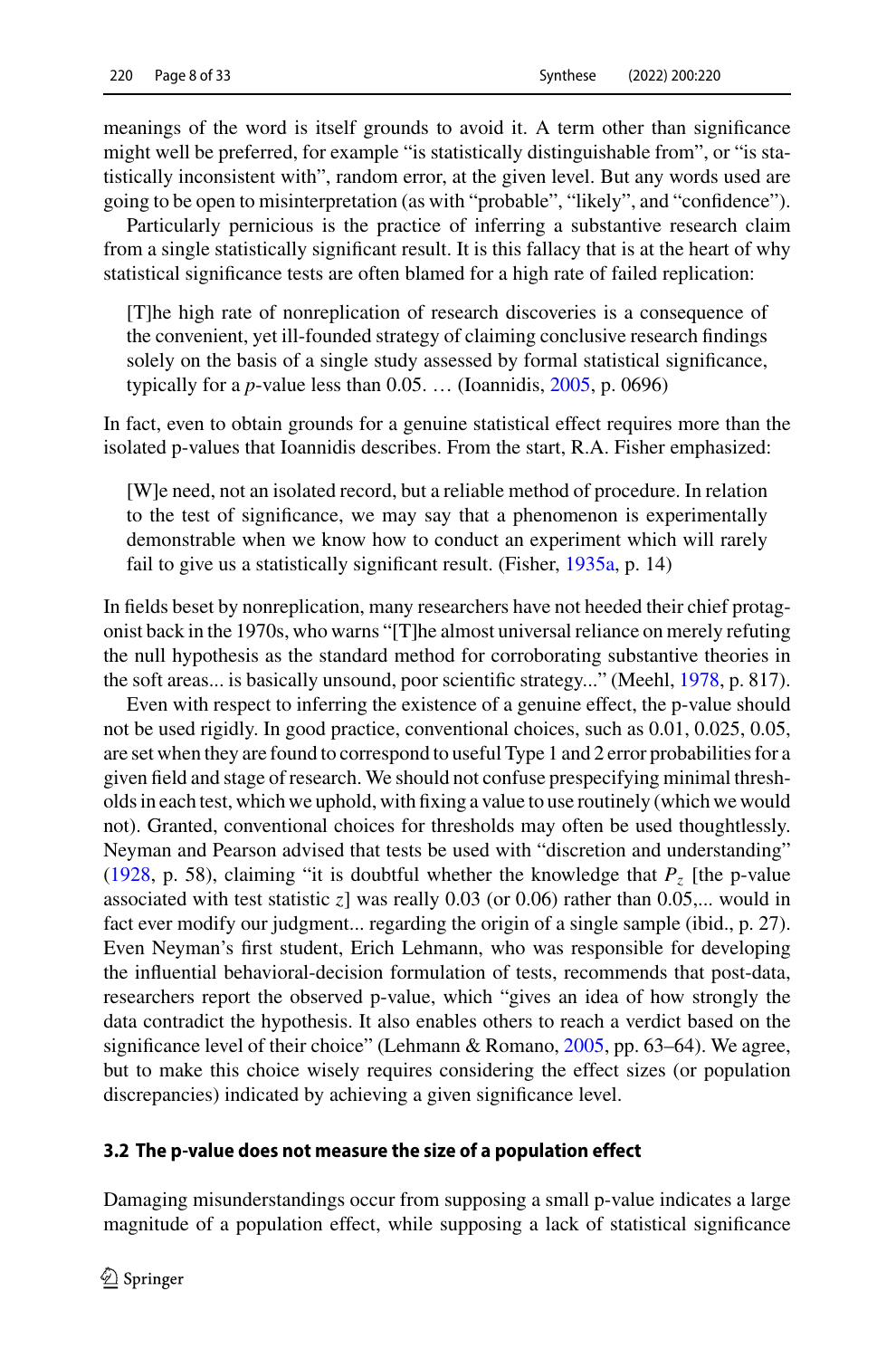meanings of the word is itself grounds to avoid it. A term other than significance might well be preferred, for example "is statistically distinguishable from", or "is statistically inconsistent with", random error, at the given level. But any words used are going to be open to misinterpretation (as with "probable", "likely", and "confidence").

Particularly pernicious is the practice of inferring a substantive research claim from a single statistically significant result. It is this fallacy that is at the heart of why statistical significance tests are often blamed for a high rate of failed replication:

> [T]he high rate of nonreplication of research discoveries is a consequence of the convenient, yet ill-founded strategy of claiming conclusive research findings solely on the basis of a single study assessed by formal statistical significance, typically for a *p*-value less than 0.05. … (Ioannidis, 2005, p. 0696)

In fact, even to obtain grounds for a genuine statistical effect requires more than the isolated p-values that Ioannidis describes. From the start, R.A. Fisher emphasized:

> [W]e need, not an isolated record, but a reliable method of procedure. In relation to the test of significance, we may say that a phenomenon is experimentally demonstrable when we know how to conduct an experiment which will rarely fail to give us a statistically significant result. (Fisher, 1935a, p. 14)

In fields beset by nonreplication, many researchers have not heeded their chief protagonist back in the 1970s, who warns "[T]he almost universal reliance on merely refuting the null hypothesis as the standard method for corroborating substantive theories in the soft areas... is basically unsound, poor scientific strategy..." (Meehl, 1978, p. 817).

Even with respect to inferring the existence of a genuine effect, the p-value should not be used rigidly. In good practice, conventional choices, such as 0.01, 0.025, 0.05, are set when they are found to correspond to useful Type 1 and 2 error probabilities for a given field and stage of research. We should not confuse prespecifying minimal thresholds in each test, which we uphold, with fixing a value to use routinely (which we would not). Granted, conventional choices for thresholds may often be used thoughtlessly. Neyman and Pearson advised that tests be used with "discretion and understanding" (1928, p. 58), claiming "it is doubtful whether the knowledge that $P_z$ [the p-value associated with test statistic $z$] was really 0.03 (or 0.06) rather than 0.05,... would in fact ever modify our judgment... regarding the origin of a single sample (ibid., p. 27). Even Neyman's first student, Erich Lehmann, who was responsible for developing the influential behavioral-decision formulation of tests, recommends that post-data, researchers report the observed p-value, which "gives an idea of how strongly the data contradict the hypothesis. It also enables others to reach a verdict based on the significance level of their choice" (Lehmann & Romano, 2005, pp. 63–64). We agree, but to make this choice wisely requires considering the effect sizes (or population discrepancies) indicated by achieving a given significance level.

### 3.2 The p-value does not measure the size of a population effect

Damaging misunderstandings occur from supposing a small p-value indicates a large magnitude of a population effect, while supposing a lack of statistical significance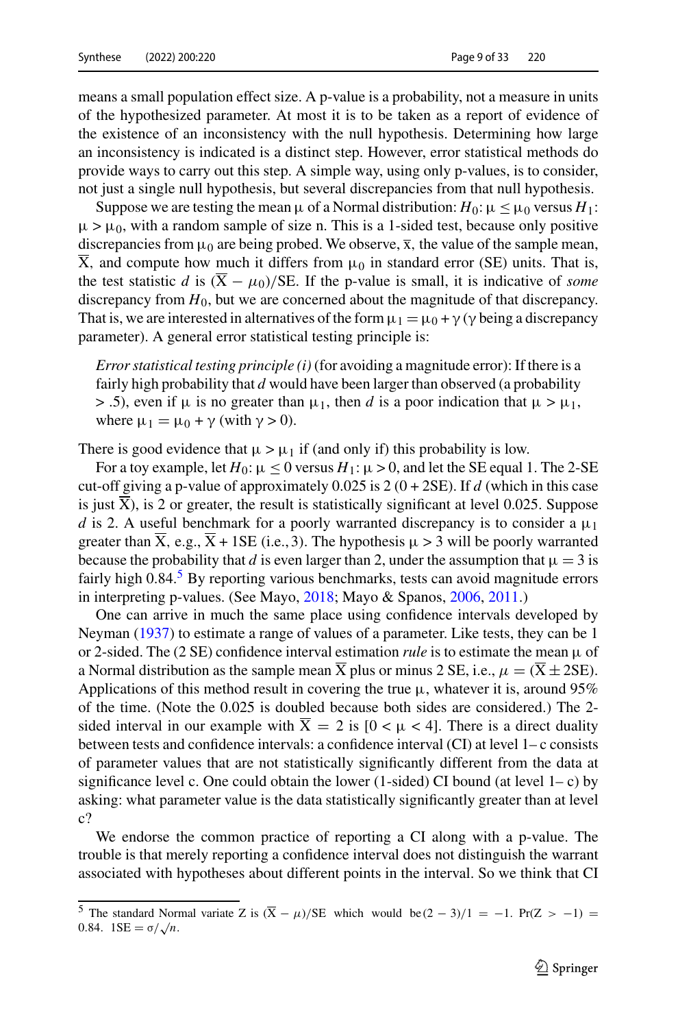means a small population effect size. A p-value is a probability, not a measure in units of the hypothesized parameter. At most it is to be taken as a report of evidence of the existence of an inconsistency with the null hypothesis. Determining how large an inconsistency is indicated is a distinct step. However, error statistical methods do provide ways to carry out this step. A simple way, using only p-values, is to consider, not just a single null hypothesis, but several discrepancies from that null hypothesis.

Suppose we are testing the mean $\mu$ of a Normal distribution: $H_0$: $\mu \leq \mu_0$ versus $H_1$: $\mu > \mu_0$, with a random sample of size n. This is a 1-sided test, because only positive discrepancies from $\mu_0$ are being probed. We observe, $\bar{x}$, the value of the sample mean, $\overline{X}$, and compute how much it differs from $\mu_0$ in standard error (SE) units. That is, the test statistic $d$ is $(\overline{X} - \mu_0)/\text{SE}$. If the p-value is small, it is indicative of *some* discrepancy from $H_0$, but we are concerned about the magnitude of that discrepancy. That is, we are interested in alternatives of the form $\mu_1 = \mu_0 + \gamma$ ($\gamma$ being a discrepancy parameter). A general error statistical testing principle is:

> *Error statistical testing principle (i)* (for avoiding a magnitude error): If there is a fairly high probability that $d$ would have been larger than observed (a probability $> .5$), even if $\mu$ is no greater than $\mu_1$, then $d$ is a poor indication that $\mu > \mu_1$, where $\mu_1 = \mu_0 + \gamma$ (with $\gamma > 0$).

There is good evidence that $\mu > \mu_1$ if (and only if) this probability is low.

For a toy example, let $H_0$: $\mu \leq 0$ versus $H_1$: $\mu > 0$, and let the SE equal 1. The 2-SE cut-off giving a p-value of approximately 0.025 is 2 (0 + 2SE). If $d$ (which in this case is just $\overline{X}$), is 2 or greater, the result is statistically significant at level 0.025. Suppose $d$ is 2. A useful benchmark for a poorly warranted discrepancy is to consider a $\mu_1$ greater than $\overline{X}$, e.g., $\overline{X}$ + 1SE (i.e., 3). The hypothesis $\mu > 3$ will be poorly warranted because the probability that $d$ is even larger than 2, under the assumption that $\mu = 3$ is fairly high 0.84.[5] By reporting various benchmarks, tests can avoid magnitude errors in interpreting p-values. (See Mayo, 2018; Mayo & Spanos, 2006, 2011.)

One can arrive in much the same place using confidence intervals developed by Neyman (1937) to estimate a range of values of a parameter. Like tests, they can be 1 or 2-sided. The (2 SE) confidence interval estimation *rule* is to estimate the mean $\mu$ of a Normal distribution as the sample mean $\overline{X}$ plus or minus 2 SE, i.e., $\mu = (\overline{X} \pm 2\text{SE})$. Applications of this method result in covering the true $\mu$, whatever it is, around 95% of the time. (Note the 0.025 is doubled because both sides are considered.) The 2-sided interval in our example with $\overline{X} = 2$ is $[0 < \mu < 4]$. There is a direct duality between tests and confidence intervals: a confidence interval (CI) at level 1– c consists of parameter values that are not statistically significantly different from the data at significance level c. One could obtain the lower (1-sided) CI bound (at level 1– c) by asking: what parameter value is the data statistically significantly greater than at level c?

We endorse the common practice of reporting a CI along with a p-value. The trouble is that merely reporting a confidence interval does not distinguish the warrant associated with hypotheses about different points in the interval. So we think that CI

---

[5] The standard Normal variate Z is $(\overline{X} - \mu)/\text{SE}$ which would be $(2 - 3)/1 = -1$. $\Pr(Z > -1) = 0.84$. $1\text{SE} = \sigma/\sqrt{n}$.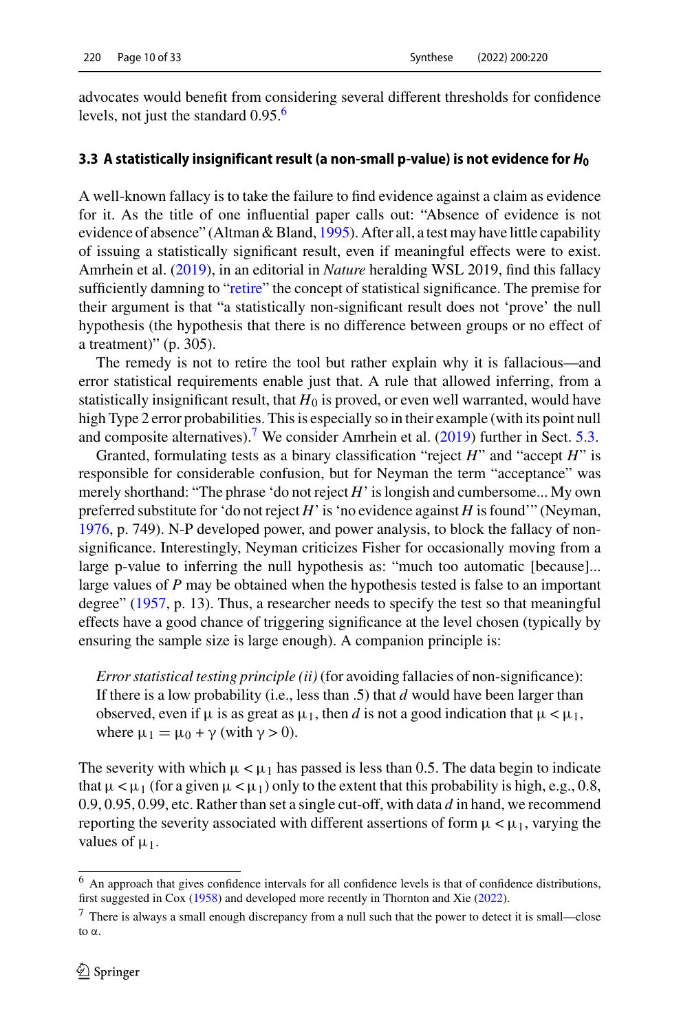advocates would benefit from considering several different thresholds for confidence levels, not just the standard 0.95.[6]

### 3.3 A statistically insignificant result (a non-small p-value) is not evidence for $H_0$

A well-known fallacy is to take the failure to find evidence against a claim as evidence for it. As the title of one influential paper calls out: "Absence of evidence is not evidence of absence" (Altman & Bland, 1995). After all, a test may have little capability of issuing a statistically significant result, even if meaningful effects were to exist. Amrhein et al. (2019), in an editorial in *Nature* heralding WSL 2019, find this fallacy sufficiently damning to "retire" the concept of statistical significance. The premise for their argument is that "a statistically non-significant result does not 'prove' the null hypothesis (the hypothesis that there is no difference between groups or no effect of a treatment)" (p. 305).

The remedy is not to retire the tool but rather explain why it is fallacious—and error statistical requirements enable just that. A rule that allowed inferring, from a statistically insignificant result, that $H_0$ is proved, or even well warranted, would have high Type 2 error probabilities. This is especially so in their example (with its point null and composite alternatives).[7] We consider Amrhein et al. (2019) further in Sect. 5.3.

Granted, formulating tests as a binary classification "reject $H$" and "accept $H$" is responsible for considerable confusion, but for Neyman the term "acceptance" was merely shorthand: "The phrase 'do not reject $H$' is longish and cumbersome... My own preferred substitute for 'do not reject $H$' is 'no evidence against $H$ is found'" (Neyman, 1976, p. 749). N-P developed power, and power analysis, to block the fallacy of non-significance. Interestingly, Neyman criticizes Fisher for occasionally moving from a large p-value to inferring the null hypothesis as: "much too automatic [because]... large values of $P$ may be obtained when the hypothesis tested is false to an important degree" (1957, p. 13). Thus, a researcher needs to specify the test so that meaningful effects have a good chance of triggering significance at the level chosen (typically by ensuring the sample size is large enough). A companion principle is:

> *Error statistical testing principle (ii)* (for avoiding fallacies of non-significance): If there is a low probability (i.e., less than .5) that $d$ would have been larger than observed, even if $\mu$ is as great as $\mu_1$, then $d$ is not a good indication that $\mu < \mu_1$, where $\mu_1 = \mu_0 + \gamma$ (with $\gamma > 0$).

The severity with which $\mu < \mu_1$ has passed is less than 0.5. The data begin to indicate that $\mu < \mu_1$ (for a given $\mu < \mu_1$) only to the extent that this probability is high, e.g., 0.8, 0.9, 0.95, 0.99, etc. Rather than set a single cut-off, with data $d$ in hand, we recommend reporting the severity associated with different assertions of form $\mu < \mu_1$, varying the values of $\mu_1$.

---

[6] An approach that gives confidence intervals for all confidence levels is that of confidence distributions, first suggested in Cox (1958) and developed more recently in Thornton and Xie (2022).

[7] There is always a small enough discrepancy from a null such that the power to detect it is small—close to $\alpha$.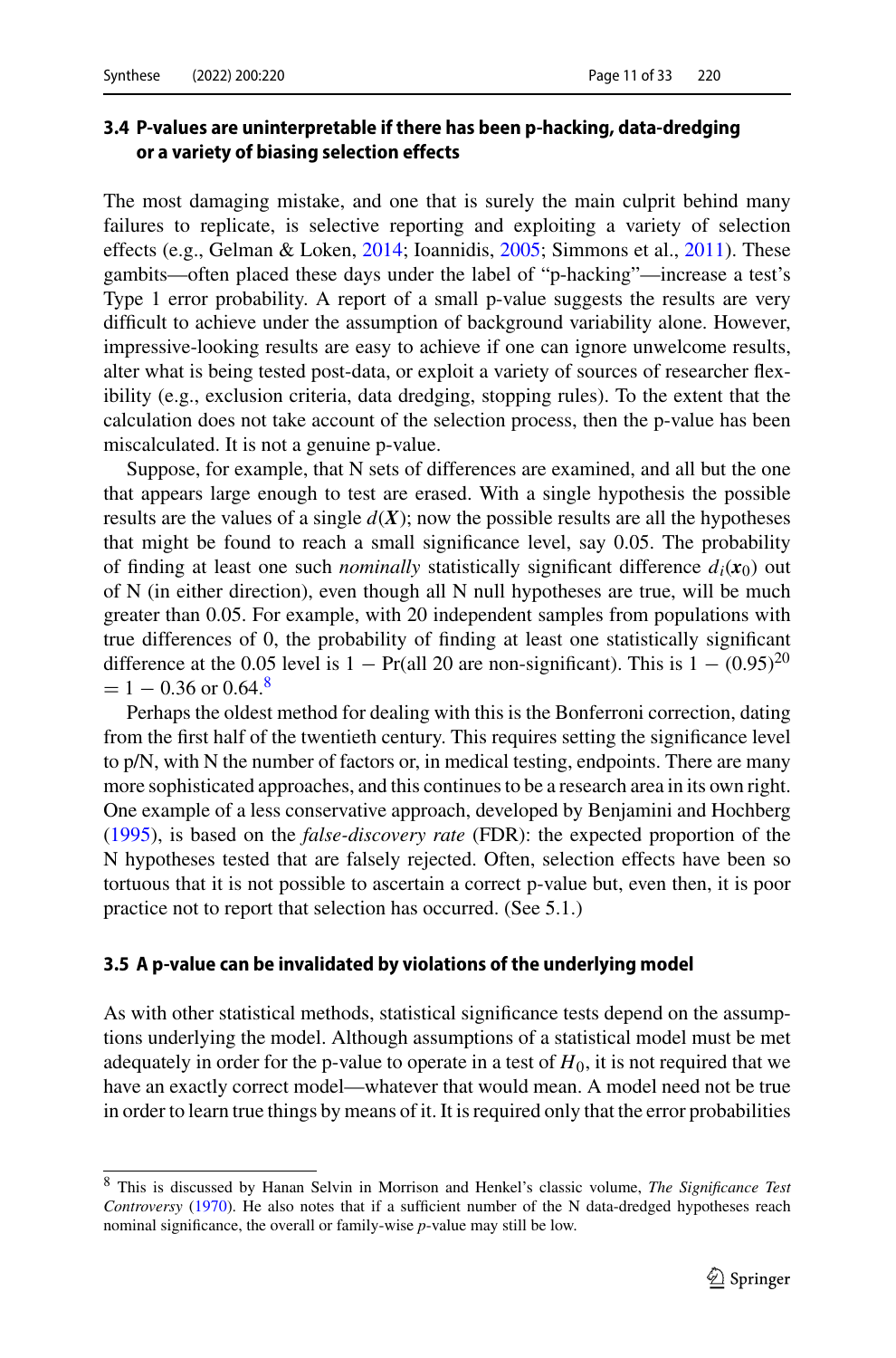### 3.4 P-values are uninterpretable if there has been p-hacking, data-dredging or a variety of biasing selection effects

The most damaging mistake, and one that is surely the main culprit behind many failures to replicate, is selective reporting and exploiting a variety of selection effects (e.g., Gelman & Loken, 2014; Ioannidis, 2005; Simmons et al., 2011). These gambits—often placed these days under the label of "p-hacking"—increase a test's Type 1 error probability. A report of a small p-value suggests the results are very difficult to achieve under the assumption of background variability alone. However, impressive-looking results are easy to achieve if one can ignore unwelcome results, alter what is being tested post-data, or exploit a variety of sources of researcher flexibility (e.g., exclusion criteria, data dredging, stopping rules). To the extent that the calculation does not take account of the selection process, then the p-value has been miscalculated. It is not a genuine p-value.

Suppose, for example, that N sets of differences are examined, and all but the one that appears large enough to test are erased. With a single hypothesis the possible results are the values of a single $d(\boldsymbol{X})$; now the possible results are all the hypotheses that might be found to reach a small significance level, say 0.05. The probability of finding at least one such *nominally* statistically significant difference $d_i(\boldsymbol{x}_0)$ out of N (in either direction), even though all N null hypotheses are true, will be much greater than 0.05. For example, with 20 independent samples from populations with true differences of 0, the probability of finding at least one statistically significant difference at the 0.05 level is 1 − Pr(all 20 are non-significant). This is $1 - (0.95)^{20} = 1 - 0.36$ or 0.64.[8]

Perhaps the oldest method for dealing with this is the Bonferroni correction, dating from the first half of the twentieth century. This requires setting the significance level to p/N, with N the number of factors or, in medical testing, endpoints. There are many more sophisticated approaches, and this continues to be a research area in its own right. One example of a less conservative approach, developed by Benjamini and Hochberg (1995), is based on the *false-discovery rate* (FDR): the expected proportion of the N hypotheses tested that are falsely rejected. Often, selection effects have been so tortuous that it is not possible to ascertain a correct p-value but, even then, it is poor practice not to report that selection has occurred. (See 5.1.)

### 3.5 A p-value can be invalidated by violations of the underlying model

As with other statistical methods, statistical significance tests depend on the assumptions underlying the model. Although assumptions of a statistical model must be met adequately in order for the p-value to operate in a test of $H_0$, it is not required that we have an exactly correct model—whatever that would mean. A model need not be true in order to learn true things by means of it. It is required only that the error probabilities

[8] This is discussed by Hanan Selvin in Morrison and Henkel's classic volume, *The Significance Test Controversy* (1970). He also notes that if a sufficient number of the N data-dredged hypotheses reach nominal significance, the overall or family-wise *p*-value may still be low.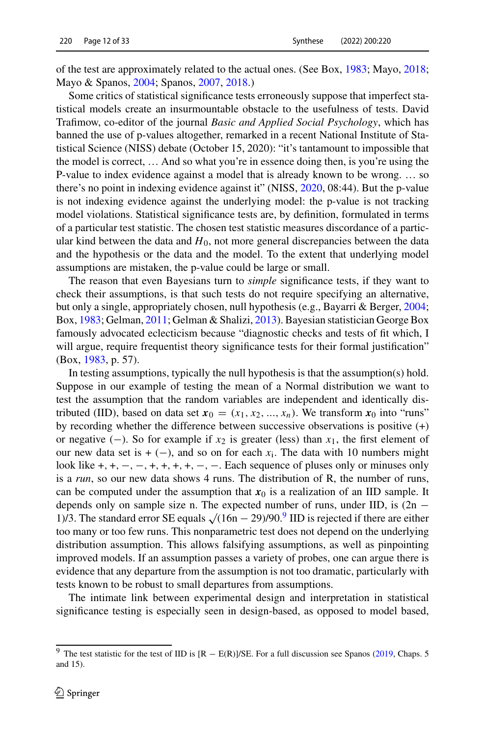of the test are approximately related to the actual ones. (See Box, 1983; Mayo, 2018; Mayo & Spanos, 2004; Spanos, 2007, 2018.)

Some critics of statistical significance tests erroneously suppose that imperfect statistical models create an insurmountable obstacle to the usefulness of tests. David Trafimow, co-editor of the journal *Basic and Applied Social Psychology*, which has banned the use of p-values altogether, remarked in a recent National Institute of Statistical Science (NISS) debate (October 15, 2020): "it's tantamount to impossible that the model is correct, … And so what you're in essence doing then, is you're using the P-value to index evidence against a model that is already known to be wrong. … so there's no point in indexing evidence against it" (NISS, 2020, 08:44). But the p-value is not indexing evidence against the underlying model: the p-value is not tracking model violations. Statistical significance tests are, by definition, formulated in terms of a particular test statistic. The chosen test statistic measures discordance of a particular kind between the data and $H_0$, not more general discrepancies between the data and the hypothesis or the data and the model. To the extent that underlying model assumptions are mistaken, the p-value could be large or small.

The reason that even Bayesians turn to *simple* significance tests, if they want to check their assumptions, is that such tests do not require specifying an alternative, but only a single, appropriately chosen, null hypothesis (e.g., Bayarri & Berger, 2004; Box, 1983; Gelman, 2011; Gelman & Shalizi, 2013). Bayesian statistician George Box famously advocated eclecticism because "diagnostic checks and tests of fit which, I will argue, require frequentist theory significance tests for their formal justification" (Box, 1983, p. 57).

In testing assumptions, typically the null hypothesis is that the assumption(s) hold. Suppose in our example of testing the mean of a Normal distribution we want to test the assumption that the random variables are independent and identically distributed (IID), based on data set $\boldsymbol{x}_0 = (x_1, x_2, ..., x_n)$. We transform $\boldsymbol{x}_0$ into "runs" by recording whether the difference between successive observations is positive (+) or negative (−). So for example if $x_2$ is greater (less) than $x_1$, the first element of our new data set is + (−), and so on for each $x_i$. The data with 10 numbers might look like +, +, −, −, +, +, +, +, −, −. Each sequence of pluses only or minuses only is a *run*, so our new data shows 4 runs. The distribution of R, the number of runs, can be computed under the assumption that $\boldsymbol{x}_0$ is a realization of an IID sample. It depends only on sample size n. The expected number of runs, under IID, is $(2n - 1)/3$. The standard error SE equals $\sqrt{(16n - 29)/90}$.[9] IID is rejected if there are either too many or too few runs. This nonparametric test does not depend on the underlying distribution assumption. This allows falsifying assumptions, as well as pinpointing improved models. If an assumption passes a variety of probes, one can argue there is evidence that any departure from the assumption is not too dramatic, particularly with tests known to be robust to small departures from assumptions.

The intimate link between experimental design and interpretation in statistical significance testing is especially seen in design-based, as opposed to model based,

---

[9] The test statistic for the test of IID is $[R - E(R)]/SE$. For a full discussion see Spanos (2019, Chaps. 5 and 15).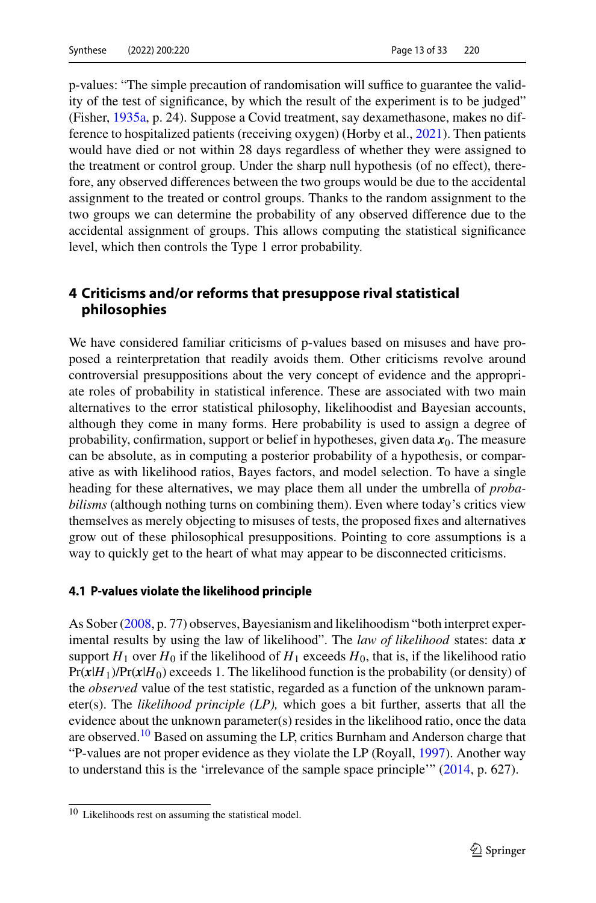p-values: "The simple precaution of randomisation will suffice to guarantee the validity of the test of significance, by which the result of the experiment is to be judged" (Fisher, 1935a, p. 24). Suppose a Covid treatment, say dexamethasone, makes no difference to hospitalized patients (receiving oxygen) (Horby et al., 2021). Then patients would have died or not within 28 days regardless of whether they were assigned to the treatment or control group. Under the sharp null hypothesis (of no effect), therefore, any observed differences between the two groups would be due to the accidental assignment to the treated or control groups. Thanks to the random assignment to the two groups we can determine the probability of any observed difference due to the accidental assignment of groups. This allows computing the statistical significance level, which then controls the Type 1 error probability.

## 4 Criticisms and/or reforms that presuppose rival statistical philosophies

We have considered familiar criticisms of p-values based on misuses and have proposed a reinterpretation that readily avoids them. Other criticisms revolve around controversial presuppositions about the very concept of evidence and the appropriate roles of probability in statistical inference. These are associated with two main alternatives to the error statistical philosophy, likelihoodist and Bayesian accounts, although they come in many forms. Here probability is used to assign a degree of probability, confirmation, support or belief in hypotheses, given data $\boldsymbol{x}_0$. The measure can be absolute, as in computing a posterior probability of a hypothesis, or comparative as with likelihood ratios, Bayes factors, and model selection. To have a single heading for these alternatives, we may place them all under the umbrella of *probabilisms* (although nothing turns on combining them). Even where today's critics view themselves as merely objecting to misuses of tests, the proposed fixes and alternatives grow out of these philosophical presuppositions. Pointing to core assumptions is a way to quickly get to the heart of what may appear to be disconnected criticisms.

### 4.1 P-values violate the likelihood principle

As Sober (2008, p. 77) observes, Bayesianism and likelihoodism "both interpret experimental results by using the law of likelihood". The *law of likelihood* states: data $\boldsymbol{x}$ support $H_1$ over $H_0$ if the likelihood of $H_1$ exceeds $H_0$, that is, if the likelihood ratio $\Pr(\boldsymbol{x}|H_1)/\Pr(\boldsymbol{x}|H_0)$ exceeds 1. The likelihood function is the probability (or density) of the *observed* value of the test statistic, regarded as a function of the unknown parameter(s). The *likelihood principle (LP),* which goes a bit further, asserts that all the evidence about the unknown parameter(s) resides in the likelihood ratio, once the data are observed.[10] Based on assuming the LP, critics Burnham and Anderson charge that "P-values are not proper evidence as they violate the LP (Royall, 1997). Another way to understand this is the 'irrelevance of the sample space principle'" (2014, p. 627).

[10] Likelihoods rest on assuming the statistical model.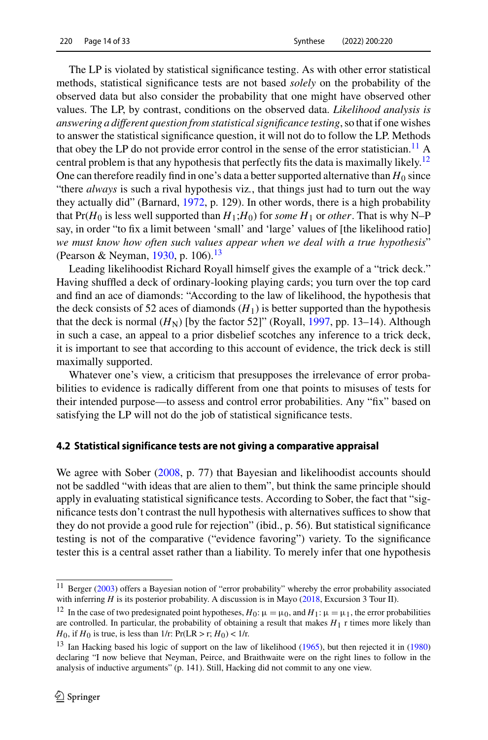The LP is violated by statistical significance testing. As with other error statistical methods, statistical significance tests are not based *solely* on the probability of the observed data but also consider the probability that one might have observed other values. The LP, by contrast, conditions on the observed data. *Likelihood analysis is answering a different question from statistical significance testing*, so that if one wishes to answer the statistical significance question, it will not do to follow the LP. Methods that obey the LP do not provide error control in the sense of the error statistician.[11] A central problem is that any hypothesis that perfectly fits the data is maximally likely.[12] One can therefore readily find in one's data a better supported alternative than $H_0$ since "there *always* is such a rival hypothesis viz., that things just had to turn out the way they actually did" (Barnard, 1972, p. 129). In other words, there is a high probability that Pr($H_0$ is less well supported than $H_1$;$H_0$) for *some* $H_1$ or *other*. That is why N–P say, in order "to fix a limit between 'small' and 'large' values of [the likelihood ratio] *we must know how often such values appear when we deal with a true hypothesis*" (Pearson & Neyman, 1930, p. 106).[13]

Leading likelihoodist Richard Royall himself gives the example of a "trick deck." Having shuffled a deck of ordinary-looking playing cards; you turn over the top card and find an ace of diamonds: "According to the law of likelihood, the hypothesis that the deck consists of 52 aces of diamonds ($H_1$) is better supported than the hypothesis that the deck is normal ($H_N$) [by the factor 52]" (Royall, 1997, pp. 13–14). Although in such a case, an appeal to a prior disbelief scotches any inference to a trick deck, it is important to see that according to this account of evidence, the trick deck is still maximally supported.

Whatever one's view, a criticism that presupposes the irrelevance of error probabilities to evidence is radically different from one that points to misuses of tests for their intended purpose—to assess and control error probabilities. Any "fix" based on satisfying the LP will not do the job of statistical significance tests.

### 4.2 Statistical significance tests are not giving a comparative appraisal

We agree with Sober (2008, p. 77) that Bayesian and likelihoodist accounts should not be saddled "with ideas that are alien to them", but think the same principle should apply in evaluating statistical significance tests. According to Sober, the fact that "significance tests don't contrast the null hypothesis with alternatives suffices to show that they do not provide a good rule for rejection" (ibid., p. 56). But statistical significance testing is not of the comparative ("evidence favoring") variety. To the significance tester this is a central asset rather than a liability. To merely infer that one hypothesis

---

[11] Berger (2003) offers a Bayesian notion of "error probability" whereby the error probability associated with inferring $H$ is its posterior probability. A discussion is in Mayo (2018, Excursion 3 Tour II).

[12] In the case of two predesignated point hypotheses, $H_0$: $\mu = \mu_0$, and $H_1$: $\mu = \mu_1$, the error probabilities are controlled. In particular, the probability of obtaining a result that makes $H_1$ r times more likely than $H_0$, if $H_0$ is true, is less than 1/r: Pr(LR > r; $H_0$) < 1/r.

[13] Ian Hacking based his logic of support on the law of likelihood (1965), but then rejected it in (1980) declaring "I now believe that Neyman, Peirce, and Braithwaite were on the right lines to follow in the analysis of inductive arguments" (p. 141). Still, Hacking did not commit to any one view.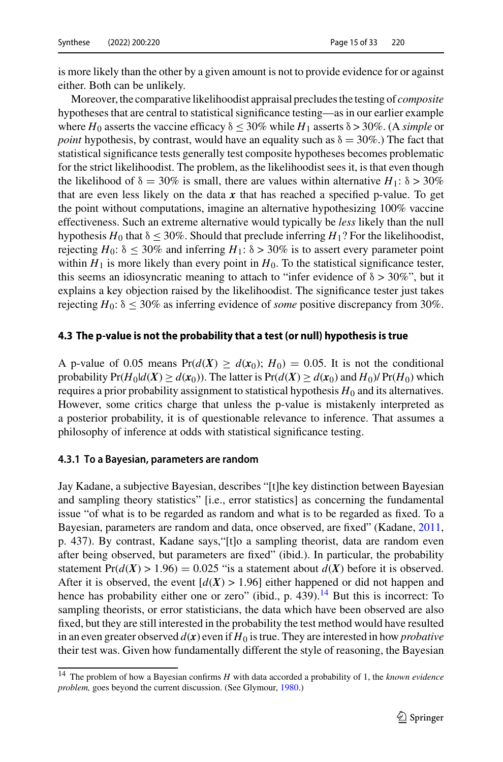is more likely than the other by a given amount is not to provide evidence for or against either. Both can be unlikely.

Moreover, the comparative likelihoodist appraisal precludes the testing of *composite* hypotheses that are central to statistical significance testing—as in our earlier example where $H_0$ asserts the vaccine efficacy $\delta \leq 30\%$ while $H_1$ asserts $\delta > 30\%$. (A *simple* or *point* hypothesis, by contrast, would have an equality such as $\delta = 30\%$.) The fact that statistical significance tests generally test composite hypotheses becomes problematic for the strict likelihoodist. The problem, as the likelihoodist sees it, is that even though the likelihood of $\delta = 30\%$ is small, there are values within alternative $H_1$: $\delta > 30\%$ that are even less likely on the data $\boldsymbol{x}$ that has reached a specified p-value. To get the point without computations, imagine an alternative hypothesizing 100% vaccine effectiveness. Such an extreme alternative would typically be *less* likely than the null hypothesis $H_0$ that $\delta \leq 30\%$. Should that preclude inferring $H_1$? For the likelihoodist, rejecting $H_0$: $\delta \leq 30\%$ and inferring $H_1$: $\delta > 30\%$ is to assert every parameter point within $H_1$ is more likely than every point in $H_0$. To the statistical significance tester, this seems an idiosyncratic meaning to attach to "infer evidence of $\delta > 30\%$", but it explains a key objection raised by the likelihoodist. The significance tester just takes rejecting $H_0$: $\delta \leq 30\%$ as inferring evidence of *some* positive discrepancy from 30%.

### 4.3 The p-value is not the probability that a test (or null) hypothesis is true

A p-value of 0.05 means $\Pr(d(\boldsymbol{X}) \geq d(\boldsymbol{x}_0); H_0) = 0.05$. It is not the conditional probability $\Pr(H_0 | d(\boldsymbol{X}) \geq d(\boldsymbol{x}_0))$. The latter is $\Pr(d(\boldsymbol{X}) \geq d(\boldsymbol{x}_0)$ and $H_0)/\Pr(H_0)$ which requires a prior probability assignment to statistical hypothesis $H_0$ and its alternatives. However, some critics charge that unless the p-value is mistakenly interpreted as a posterior probability, it is of questionable relevance to inference. That assumes a philosophy of inference at odds with statistical significance testing.

#### 4.3.1 To a Bayesian, parameters are random

Jay Kadane, a subjective Bayesian, describes "[t]he key distinction between Bayesian and sampling theory statistics" [i.e., error statistics] as concerning the fundamental issue "of what is to be regarded as random and what is to be regarded as fixed. To a Bayesian, parameters are random and data, once observed, are fixed" (Kadane, 2011, p. 437). By contrast, Kadane says,"[t]o a sampling theorist, data are random even after being observed, but parameters are fixed" (ibid.). In particular, the probability statement $\Pr(d(\boldsymbol{X}) > 1.96) = 0.025$ "is a statement about $d(\boldsymbol{X})$ before it is observed. After it is observed, the event $[d(\boldsymbol{X}) > 1.96]$ either happened or did not happen and hence has probability either one or zero" (ibid., p. 439).[14] But this is incorrect: To sampling theorists, or error statisticians, the data which have been observed are also fixed, but they are still interested in the probability the test method would have resulted in an even greater observed $d(\boldsymbol{x})$ even if $H_0$ is true. They are interested in how *probative* their test was. Given how fundamentally different the style of reasoning, the Bayesian

---

[14] The problem of how a Bayesian confirms $H$ with data accorded a probability of 1, the *known evidence problem,* goes beyond the current discussion. (See Glymour, 1980.)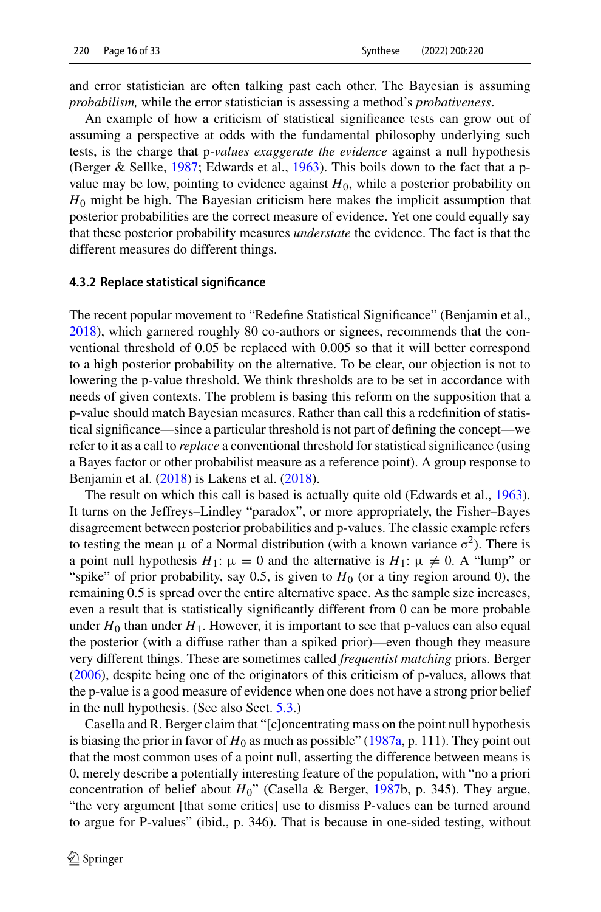and error statistician are often talking past each other. The Bayesian is assuming *probabilism,* while the error statistician is assessing a method's *probativeness*.

An example of how a criticism of statistical significance tests can grow out of assuming a perspective at odds with the fundamental philosophy underlying such tests, is the charge that p-*values exaggerate the evidence* against a null hypothesis (Berger & Sellke, 1987; Edwards et al., 1963). This boils down to the fact that a p-value may be low, pointing to evidence against $H_0$, while a posterior probability on $H_0$ might be high. The Bayesian criticism here makes the implicit assumption that posterior probabilities are the correct measure of evidence. Yet one could equally say that these posterior probability measures *understate* the evidence. The fact is that the different measures do different things.

#### 4.3.2 Replace statistical significance

The recent popular movement to "Redefine Statistical Significance" (Benjamin et al., 2018), which garnered roughly 80 co-authors or signees, recommends that the conventional threshold of 0.05 be replaced with 0.005 so that it will better correspond to a high posterior probability on the alternative. To be clear, our objection is not to lowering the p-value threshold. We think thresholds are to be set in accordance with needs of given contexts. The problem is basing this reform on the supposition that a p-value should match Bayesian measures. Rather than call this a redefinition of statistical significance—since a particular threshold is not part of defining the concept—we refer to it as a call to *replace* a conventional threshold for statistical significance (using a Bayes factor or other probabilist measure as a reference point). A group response to Benjamin et al. (2018) is Lakens et al. (2018).

The result on which this call is based is actually quite old (Edwards et al., 1963). It turns on the Jeffreys–Lindley "paradox", or more appropriately, the Fisher–Bayes disagreement between posterior probabilities and p-values. The classic example refers to testing the mean $\mu$ of a Normal distribution (with a known variance $\sigma^2$). There is a point null hypothesis $H_1$: $\mu = 0$ and the alternative is $H_1$: $\mu \neq 0$. A "lump" or "spike" of prior probability, say 0.5, is given to $H_0$ (or a tiny region around 0), the remaining 0.5 is spread over the entire alternative space. As the sample size increases, even a result that is statistically significantly different from 0 can be more probable under $H_0$ than under $H_1$. However, it is important to see that p-values can also equal the posterior (with a diffuse rather than a spiked prior)—even though they measure very different things. These are sometimes called *frequentist matching* priors. Berger (2006), despite being one of the originators of this criticism of p-values, allows that the p-value is a good measure of evidence when one does not have a strong prior belief in the null hypothesis. (See also Sect. 5.3.)

Casella and R. Berger claim that "[c]oncentrating mass on the point null hypothesis is biasing the prior in favor of $H_0$ as much as possible" (1987a, p. 111). They point out that the most common uses of a point null, asserting the difference between means is 0, merely describe a potentially interesting feature of the population, with "no a priori concentration of belief about $H_0$" (Casella & Berger, 1987b, p. 345). They argue, "the very argument [that some critics] use to dismiss P-values can be turned around to argue for P-values" (ibid., p. 346). That is because in one-sided testing, without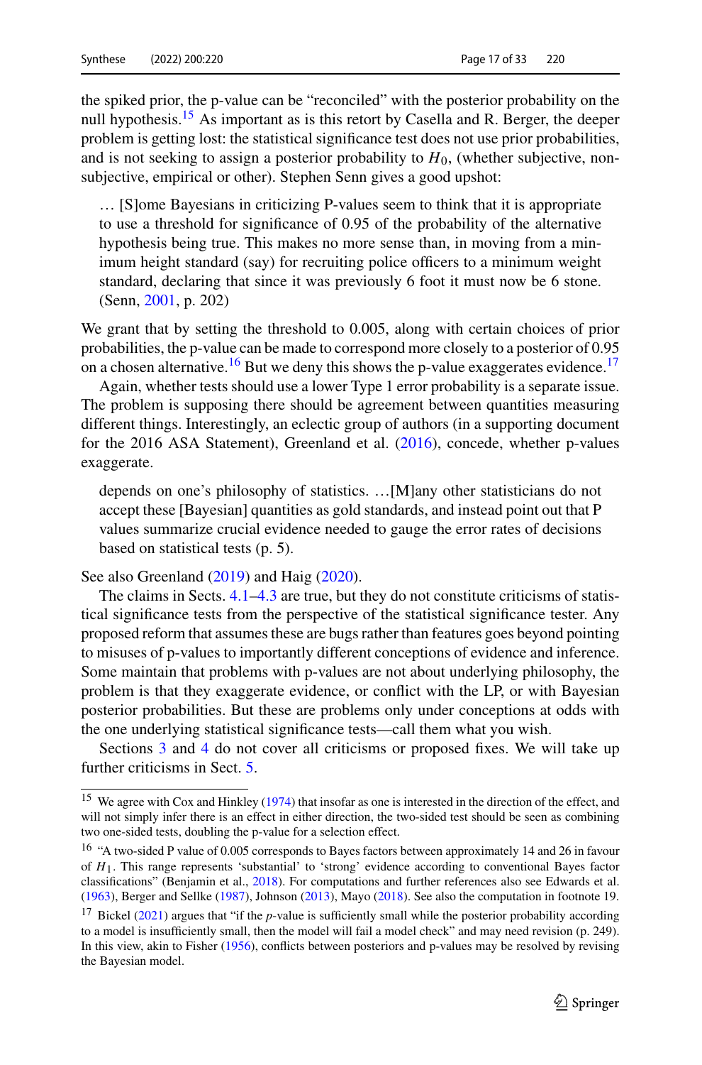the spiked prior, the p-value can be "reconciled" with the posterior probability on the null hypothesis.[15] As important as is this retort by Casella and R. Berger, the deeper problem is getting lost: the statistical significance test does not use prior probabilities, and is not seeking to assign a posterior probability to $H_0$, (whether subjective, non-subjective, empirical or other). Stephen Senn gives a good upshot:

> … [S]ome Bayesians in criticizing P-values seem to think that it is appropriate to use a threshold for significance of 0.95 of the probability of the alternative hypothesis being true. This makes no more sense than, in moving from a minimum height standard (say) for recruiting police officers to a minimum weight standard, declaring that since it was previously 6 foot it must now be 6 stone. (Senn, 2001, p. 202)

We grant that by setting the threshold to 0.005, along with certain choices of prior probabilities, the p-value can be made to correspond more closely to a posterior of 0.95 on a chosen alternative.[16] But we deny this shows the p-value exaggerates evidence.[17]

Again, whether tests should use a lower Type 1 error probability is a separate issue. The problem is supposing there should be agreement between quantities measuring different things. Interestingly, an eclectic group of authors (in a supporting document for the 2016 ASA Statement), Greenland et al. (2016), concede, whether p-values exaggerate.

> depends on one's philosophy of statistics. …[M]any other statisticians do not accept these [Bayesian] quantities as gold standards, and instead point out that P values summarize crucial evidence needed to gauge the error rates of decisions based on statistical tests (p. 5).

See also Greenland (2019) and Haig (2020).

The claims in Sects. 4.1–4.3 are true, but they do not constitute criticisms of statistical significance tests from the perspective of the statistical significance tester. Any proposed reform that assumes these are bugs rather than features goes beyond pointing to misuses of p-values to importantly different conceptions of evidence and inference. Some maintain that problems with p-values are not about underlying philosophy, the problem is that they exaggerate evidence, or conflict with the LP, or with Bayesian posterior probabilities. But these are problems only under conceptions at odds with the one underlying statistical significance tests—call them what you wish.

Sections 3 and 4 do not cover all criticisms or proposed fixes. We will take up further criticisms in Sect. 5.

---

[15] We agree with Cox and Hinkley (1974) that insofar as one is interested in the direction of the effect, and will not simply infer there is an effect in either direction, the two-sided test should be seen as combining two one-sided tests, doubling the p-value for a selection effect.

[16] "A two-sided P value of 0.005 corresponds to Bayes factors between approximately 14 and 26 in favour of $H_1$. This range represents 'substantial' to 'strong' evidence according to conventional Bayes factor classifications" (Benjamin et al., 2018). For computations and further references also see Edwards et al. (1963), Berger and Sellke (1987), Johnson (2013), Mayo (2018). See also the computation in footnote 19.

[17] Bickel (2021) argues that "if the *p*-value is sufficiently small while the posterior probability according to a model is insufficiently small, then the model will fail a model check" and may need revision (p. 249). In this view, akin to Fisher (1956), conflicts between posteriors and p-values may be resolved by revising the Bayesian model.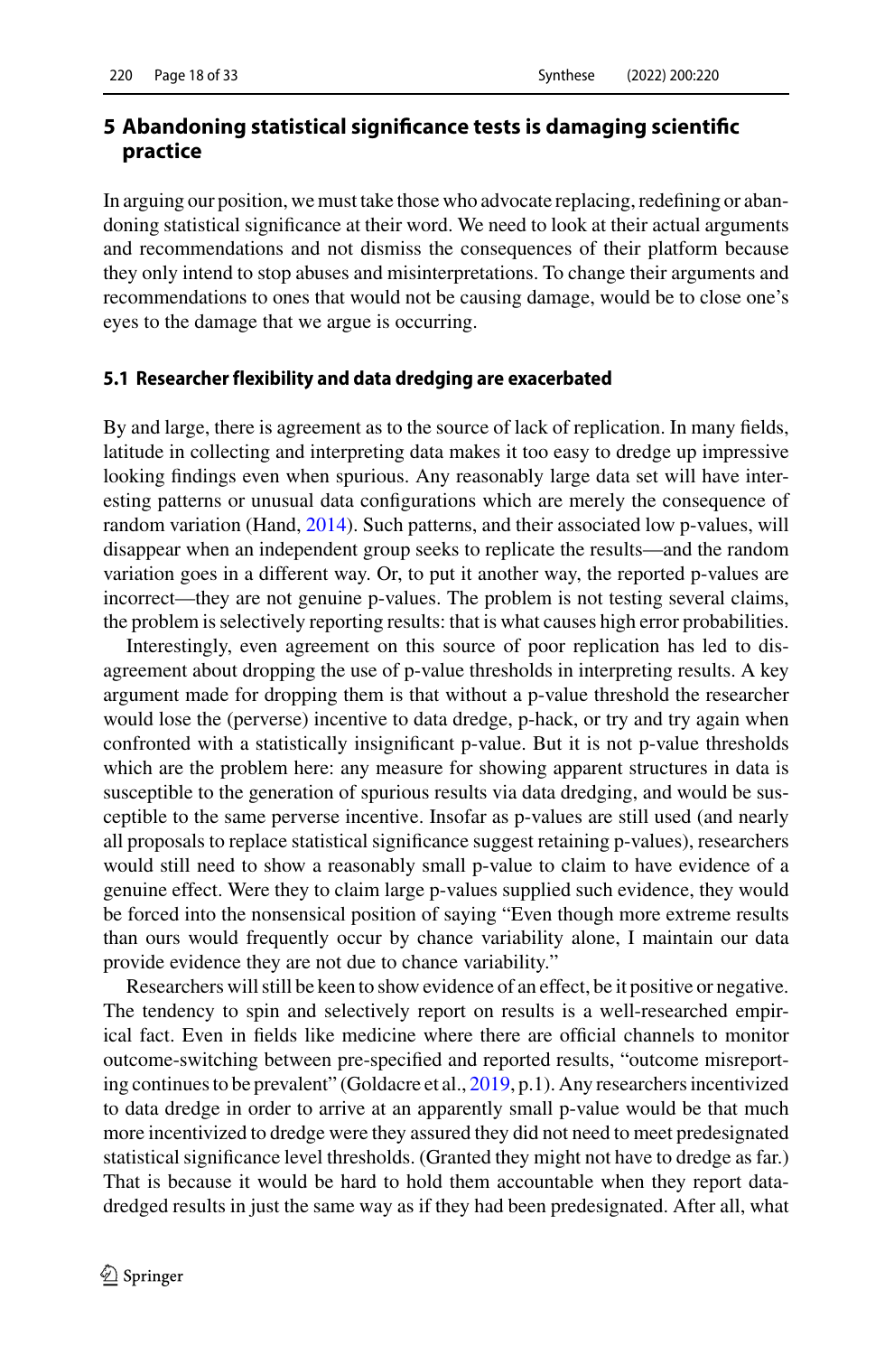## 5 Abandoning statistical significance tests is damaging scientific practice

In arguing our position, we must take those who advocate replacing, redefining or abandoning statistical significance at their word. We need to look at their actual arguments and recommendations and not dismiss the consequences of their platform because they only intend to stop abuses and misinterpretations. To change their arguments and recommendations to ones that would not be causing damage, would be to close one's eyes to the damage that we argue is occurring.

### 5.1 Researcher flexibility and data dredging are exacerbated

By and large, there is agreement as to the source of lack of replication. In many fields, latitude in collecting and interpreting data makes it too easy to dredge up impressive looking findings even when spurious. Any reasonably large data set will have interesting patterns or unusual data configurations which are merely the consequence of random variation (Hand, 2014). Such patterns, and their associated low p-values, will disappear when an independent group seeks to replicate the results—and the random variation goes in a different way. Or, to put it another way, the reported p-values are incorrect—they are not genuine p-values. The problem is not testing several claims, the problem is selectively reporting results: that is what causes high error probabilities.

Interestingly, even agreement on this source of poor replication has led to disagreement about dropping the use of p-value thresholds in interpreting results. A key argument made for dropping them is that without a p-value threshold the researcher would lose the (perverse) incentive to data dredge, p-hack, or try and try again when confronted with a statistically insignificant p-value. But it is not p-value thresholds which are the problem here: any measure for showing apparent structures in data is susceptible to the generation of spurious results via data dredging, and would be susceptible to the same perverse incentive. Insofar as p-values are still used (and nearly all proposals to replace statistical significance suggest retaining p-values), researchers would still need to show a reasonably small p-value to claim to have evidence of a genuine effect. Were they to claim large p-values supplied such evidence, they would be forced into the nonsensical position of saying "Even though more extreme results than ours would frequently occur by chance variability alone, I maintain our data provide evidence they are not due to chance variability."

Researchers will still be keen to show evidence of an effect, be it positive or negative. The tendency to spin and selectively report on results is a well-researched empirical fact. Even in fields like medicine where there are official channels to monitor outcome-switching between pre-specified and reported results, "outcome misreporting continues to be prevalent" (Goldacre et al., 2019, p.1). Any researchers incentivized to data dredge in order to arrive at an apparently small p-value would be that much more incentivized to dredge were they assured they did not need to meet predesignated statistical significance level thresholds. (Granted they might not have to dredge as far.) That is because it would be hard to hold them accountable when they report data-dredged results in just the same way as if they had been predesignated. After all, what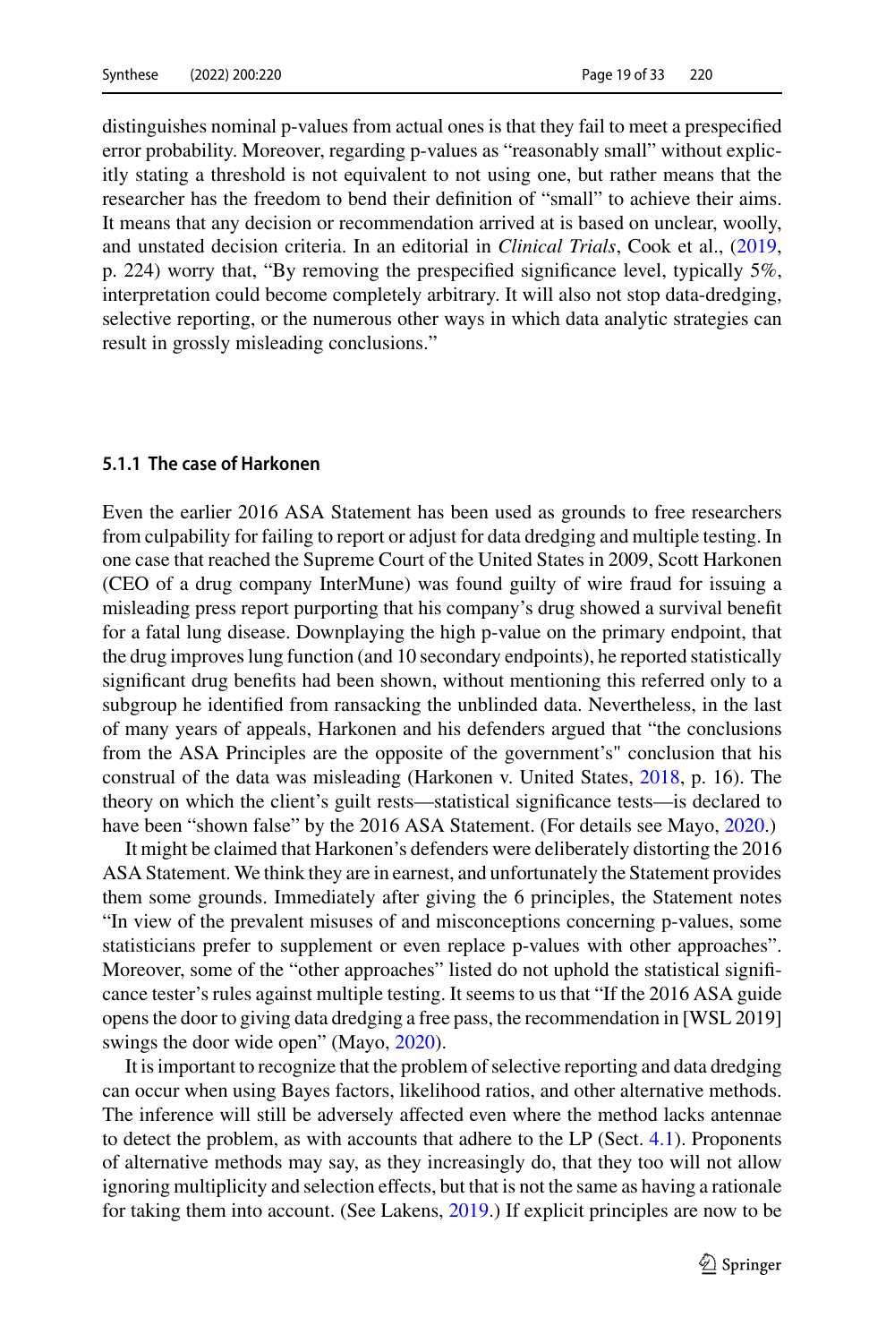distinguishes nominal p-values from actual ones is that they fail to meet a prespecified error probability. Moreover, regarding p-values as "reasonably small" without explicitly stating a threshold is not equivalent to not using one, but rather means that the researcher has the freedom to bend their definition of "small" to achieve their aims. It means that any decision or recommendation arrived at is based on unclear, woolly, and unstated decision criteria. In an editorial in *Clinical Trials*, Cook et al., (2019, p. 224) worry that, "By removing the prespecified significance level, typically 5%, interpretation could become completely arbitrary. It will also not stop data-dredging, selective reporting, or the numerous other ways in which data analytic strategies can result in grossly misleading conclusions."

#### 5.1.1 The case of Harkonen

Even the earlier 2016 ASA Statement has been used as grounds to free researchers from culpability for failing to report or adjust for data dredging and multiple testing. In one case that reached the Supreme Court of the United States in 2009, Scott Harkonen (CEO of a drug company InterMune) was found guilty of wire fraud for issuing a misleading press report purporting that his company's drug showed a survival benefit for a fatal lung disease. Downplaying the high p-value on the primary endpoint, that the drug improves lung function (and 10 secondary endpoints), he reported statistically significant drug benefits had been shown, without mentioning this referred only to a subgroup he identified from ransacking the unblinded data. Nevertheless, in the last of many years of appeals, Harkonen and his defenders argued that "the conclusions from the ASA Principles are the opposite of the government's" conclusion that his construal of the data was misleading (Harkonen v. United States, 2018, p. 16). The theory on which the client's guilt rests—statistical significance tests—is declared to have been "shown false" by the 2016 ASA Statement. (For details see Mayo, 2020.)

It might be claimed that Harkonen's defenders were deliberately distorting the 2016 ASA Statement. We think they are in earnest, and unfortunately the Statement provides them some grounds. Immediately after giving the 6 principles, the Statement notes "In view of the prevalent misuses of and misconceptions concerning p-values, some statisticians prefer to supplement or even replace p-values with other approaches". Moreover, some of the "other approaches" listed do not uphold the statistical significance tester's rules against multiple testing. It seems to us that "If the 2016 ASA guide opens the door to giving data dredging a free pass, the recommendation in [WSL 2019] swings the door wide open" (Mayo, 2020).

It is important to recognize that the problem of selective reporting and data dredging can occur when using Bayes factors, likelihood ratios, and other alternative methods. The inference will still be adversely affected even where the method lacks antennae to detect the problem, as with accounts that adhere to the LP (Sect. 4.1). Proponents of alternative methods may say, as they increasingly do, that they too will not allow ignoring multiplicity and selection effects, but that is not the same as having a rationale for taking them into account. (See Lakens, 2019.) If explicit principles are now to be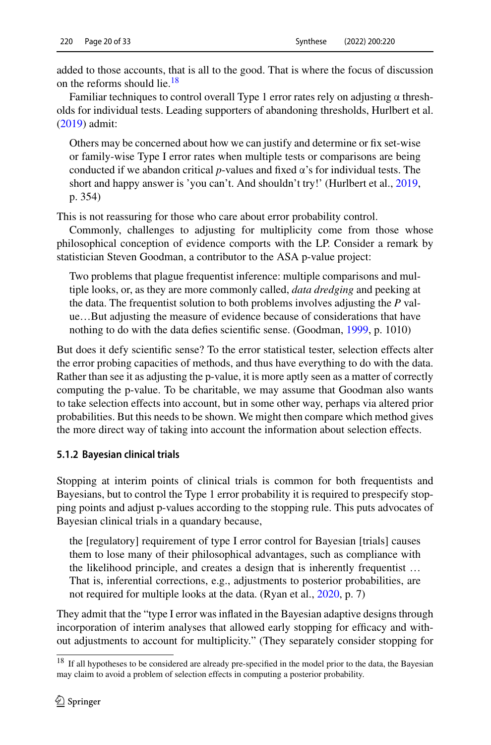added to those accounts, that is all to the good. That is where the focus of discussion on the reforms should lie.[18]

Familiar techniques to control overall Type 1 error rates rely on adjusting α thresholds for individual tests. Leading supporters of abandoning thresholds, Hurlbert et al. (2019) admit:

> Others may be concerned about how we can justify and determine or fix set-wise or family-wise Type I error rates when multiple tests or comparisons are being conducted if we abandon critical *p*-values and fixed α's for individual tests. The short and happy answer is 'you can't. And shouldn't try!' (Hurlbert et al., 2019, p. 354)

This is not reassuring for those who care about error probability control.

Commonly, challenges to adjusting for multiplicity come from those whose philosophical conception of evidence comports with the LP. Consider a remark by statistician Steven Goodman, a contributor to the ASA p-value project:

> Two problems that plague frequentist inference: multiple comparisons and multiple looks, or, as they are more commonly called, *data dredging* and peeking at the data. The frequentist solution to both problems involves adjusting the *P* value…But adjusting the measure of evidence because of considerations that have nothing to do with the data defies scientific sense. (Goodman, 1999, p. 1010)

But does it defy scientific sense? To the error statistical tester, selection effects alter the error probing capacities of methods, and thus have everything to do with the data. Rather than see it as adjusting the p-value, it is more aptly seen as a matter of correctly computing the p-value. To be charitable, we may assume that Goodman also wants to take selection effects into account, but in some other way, perhaps via altered prior probabilities. But this needs to be shown. We might then compare which method gives the more direct way of taking into account the information about selection effects.

#### 5.1.2 Bayesian clinical trials

Stopping at interim points of clinical trials is common for both frequentists and Bayesians, but to control the Type 1 error probability it is required to prespecify stopping points and adjust p-values according to the stopping rule. This puts advocates of Bayesian clinical trials in a quandary because,

> the [regulatory] requirement of type I error control for Bayesian [trials] causes them to lose many of their philosophical advantages, such as compliance with the likelihood principle, and creates a design that is inherently frequentist … That is, inferential corrections, e.g., adjustments to posterior probabilities, are not required for multiple looks at the data. (Ryan et al., 2020, p. 7)

They admit that the "type I error was inflated in the Bayesian adaptive designs through incorporation of interim analyses that allowed early stopping for efficacy and without adjustments to account for multiplicity." (They separately consider stopping for

[18] If all hypotheses to be considered are already pre-specified in the model prior to the data, the Bayesian may claim to avoid a problem of selection effects in computing a posterior probability.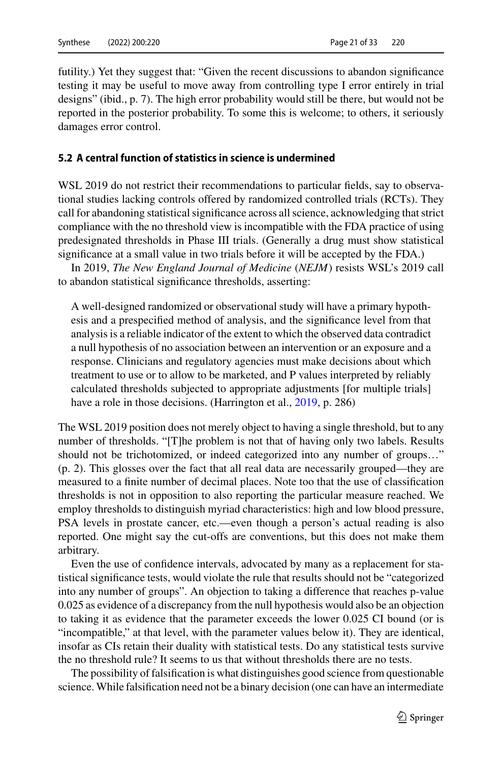futility.) Yet they suggest that: "Given the recent discussions to abandon significance testing it may be useful to move away from controlling type I error entirely in trial designs" (ibid., p. 7). The high error probability would still be there, but would not be reported in the posterior probability. To some this is welcome; to others, it seriously damages error control.

### 5.2 A central function of statistics in science is undermined

WSL 2019 do not restrict their recommendations to particular fields, say to observational studies lacking controls offered by randomized controlled trials (RCTs). They call for abandoning statistical significance across all science, acknowledging that strict compliance with the no threshold view is incompatible with the FDA practice of using predesignated thresholds in Phase III trials. (Generally a drug must show statistical significance at a small value in two trials before it will be accepted by the FDA.)

In 2019, *The New England Journal of Medicine* (*NEJM*) resists WSL's 2019 call to abandon statistical significance thresholds, asserting:

> A well-designed randomized or observational study will have a primary hypothesis and a prespecified method of analysis, and the significance level from that analysis is a reliable indicator of the extent to which the observed data contradict a null hypothesis of no association between an intervention or an exposure and a response. Clinicians and regulatory agencies must make decisions about which treatment to use or to allow to be marketed, and P values interpreted by reliably calculated thresholds subjected to appropriate adjustments [for multiple trials] have a role in those decisions. (Harrington et al., 2019, p. 286)

The WSL 2019 position does not merely object to having a single threshold, but to any number of thresholds. "[T]he problem is not that of having only two labels. Results should not be trichotomized, or indeed categorized into any number of groups…" (p. 2). This glosses over the fact that all real data are necessarily grouped—they are measured to a finite number of decimal places. Note too that the use of classification thresholds is not in opposition to also reporting the particular measure reached. We employ thresholds to distinguish myriad characteristics: high and low blood pressure, PSA levels in prostate cancer, etc.—even though a person's actual reading is also reported. One might say the cut-offs are conventions, but this does not make them arbitrary.

Even the use of confidence intervals, advocated by many as a replacement for statistical significance tests, would violate the rule that results should not be "categorized into any number of groups". An objection to taking a difference that reaches p-value 0.025 as evidence of a discrepancy from the null hypothesis would also be an objection to taking it as evidence that the parameter exceeds the lower 0.025 CI bound (or is "incompatible," at that level, with the parameter values below it). They are identical, insofar as CIs retain their duality with statistical tests. Do any statistical tests survive the no threshold rule? It seems to us that without thresholds there are no tests.

The possibility of falsification is what distinguishes good science from questionable science. While falsification need not be a binary decision (one can have an intermediate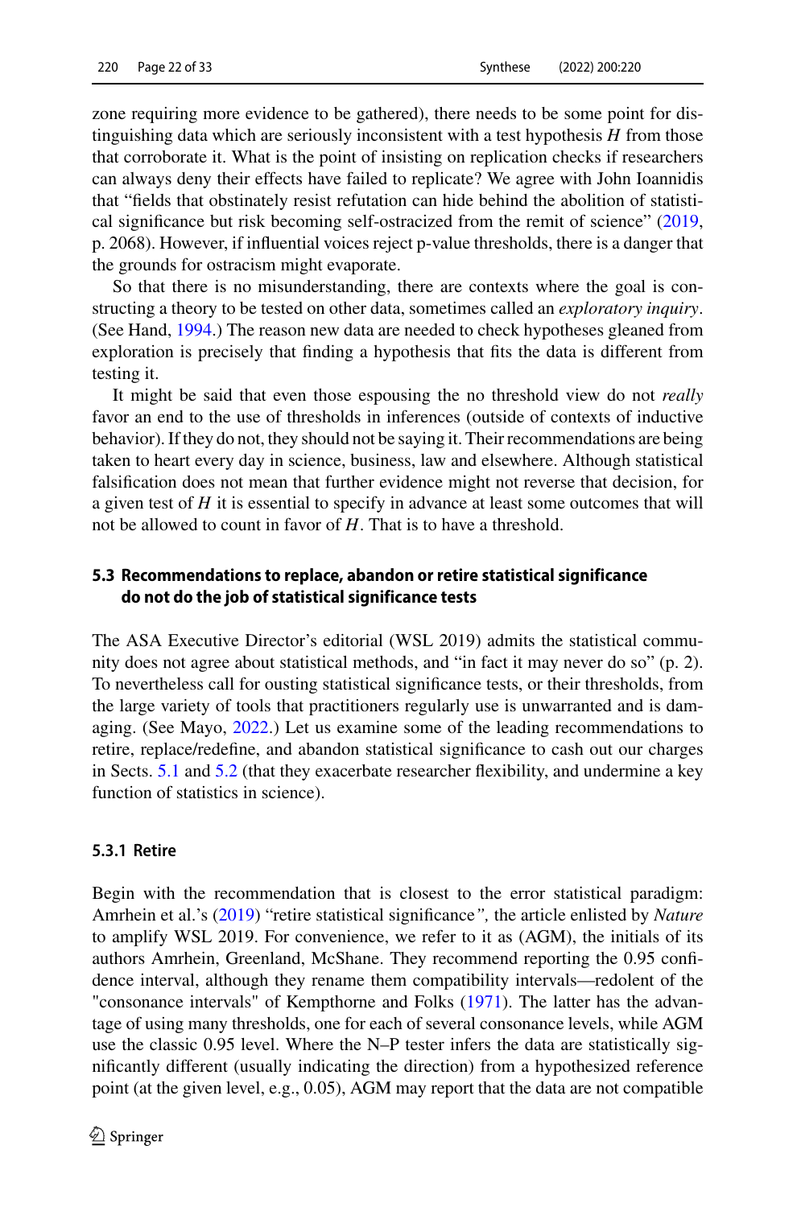zone requiring more evidence to be gathered), there needs to be some point for distinguishing data which are seriously inconsistent with a test hypothesis $H$ from those that corroborate it. What is the point of insisting on replication checks if researchers can always deny their effects have failed to replicate? We agree with John Ioannidis that "fields that obstinately resist refutation can hide behind the abolition of statistical significance but risk becoming self-ostracized from the remit of science" (2019, p. 2068). However, if influential voices reject p-value thresholds, there is a danger that the grounds for ostracism might evaporate.

So that there is no misunderstanding, there are contexts where the goal is constructing a theory to be tested on other data, sometimes called an *exploratory inquiry*. (See Hand, 1994.) The reason new data are needed to check hypotheses gleaned from exploration is precisely that finding a hypothesis that fits the data is different from testing it.

It might be said that even those espousing the no threshold view do not *really* favor an end to the use of thresholds in inferences (outside of contexts of inductive behavior). If they do not, they should not be saying it. Their recommendations are being taken to heart every day in science, business, law and elsewhere. Although statistical falsification does not mean that further evidence might not reverse that decision, for a given test of $H$ it is essential to specify in advance at least some outcomes that will not be allowed to count in favor of $H$. That is to have a threshold.

### 5.3 Recommendations to replace, abandon or retire statistical significance do not do the job of statistical significance tests

The ASA Executive Director's editorial (WSL 2019) admits the statistical community does not agree about statistical methods, and "in fact it may never do so" (p. 2). To nevertheless call for ousting statistical significance tests, or their thresholds, from the large variety of tools that practitioners regularly use is unwarranted and is damaging. (See Mayo, 2022.) Let us examine some of the leading recommendations to retire, replace/redefine, and abandon statistical significance to cash out our charges in Sects. 5.1 and 5.2 (that they exacerbate researcher flexibility, and undermine a key function of statistics in science).

#### 5.3.1 Retire

Begin with the recommendation that is closest to the error statistical paradigm: Amrhein et al.'s (2019) "retire statistical significance*",* the article enlisted by *Nature* to amplify WSL 2019. For convenience, we refer to it as (AGM), the initials of its authors Amrhein, Greenland, McShane. They recommend reporting the 0.95 confidence interval, although they rename them compatibility intervals—redolent of the "consonance intervals" of Kempthorne and Folks (1971). The latter has the advantage of using many thresholds, one for each of several consonance levels, while AGM use the classic 0.95 level. Where the N–P tester infers the data are statistically significantly different (usually indicating the direction) from a hypothesized reference point (at the given level, e.g., 0.05), AGM may report that the data are not compatible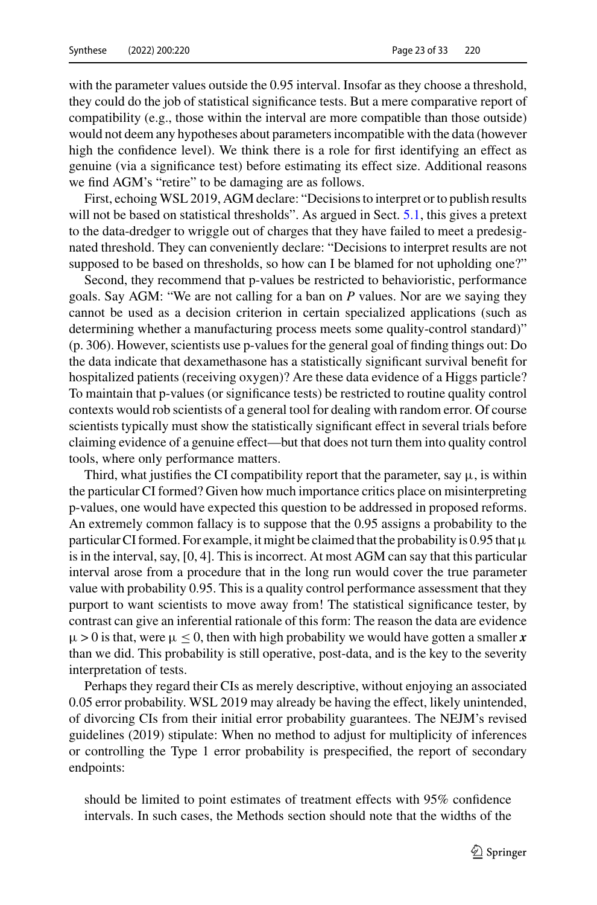with the parameter values outside the 0.95 interval. Insofar as they choose a threshold, they could do the job of statistical significance tests. But a mere comparative report of compatibility (e.g., those within the interval are more compatible than those outside) would not deem any hypotheses about parameters incompatible with the data (however high the confidence level). We think there is a role for first identifying an effect as genuine (via a significance test) before estimating its effect size. Additional reasons we find AGM's "retire" to be damaging are as follows.

First, echoing WSL 2019, AGM declare: "Decisions to interpret or to publish results will not be based on statistical thresholds". As argued in Sect. 5.1, this gives a pretext to the data-dredger to wriggle out of charges that they have failed to meet a predesignated threshold. They can conveniently declare: "Decisions to interpret results are not supposed to be based on thresholds, so how can I be blamed for not upholding one?"

Second, they recommend that p-values be restricted to behavioristic, performance goals. Say AGM: "We are not calling for a ban on *P* values. Nor are we saying they cannot be used as a decision criterion in certain specialized applications (such as determining whether a manufacturing process meets some quality-control standard)" (p. 306). However, scientists use p-values for the general goal of finding things out: Do the data indicate that dexamethasone has a statistically significant survival benefit for hospitalized patients (receiving oxygen)? Are these data evidence of a Higgs particle? To maintain that p-values (or significance tests) be restricted to routine quality control contexts would rob scientists of a general tool for dealing with random error. Of course scientists typically must show the statistically significant effect in several trials before claiming evidence of a genuine effect—but that does not turn them into quality control tools, where only performance matters.

Third, what justifies the CI compatibility report that the parameter, say $\mu$, is within the particular CI formed? Given how much importance critics place on misinterpreting p-values, one would have expected this question to be addressed in proposed reforms. An extremely common fallacy is to suppose that the 0.95 assigns a probability to the particular CI formed. For example, it might be claimed that the probability is 0.95 that $\mu$ is in the interval, say, [0, 4]. This is incorrect. At most AGM can say that this particular interval arose from a procedure that in the long run would cover the true parameter value with probability 0.95. This is a quality control performance assessment that they purport to want scientists to move away from! The statistical significance tester, by contrast can give an inferential rationale of this form: The reason the data are evidence $\mu > 0$ is that, were $\mu \leq 0$, then with high probability we would have gotten a smaller $\boldsymbol{x}$ than we did. This probability is still operative, post-data, and is the key to the severity interpretation of tests.

Perhaps they regard their CIs as merely descriptive, without enjoying an associated 0.05 error probability. WSL 2019 may already be having the effect, likely unintended, of divorcing CIs from their initial error probability guarantees. The NEJM's revised guidelines (2019) stipulate: When no method to adjust for multiplicity of inferences or controlling the Type 1 error probability is prespecified, the report of secondary endpoints:

> should be limited to point estimates of treatment effects with 95% confidence intervals. In such cases, the Methods section should note that the widths of the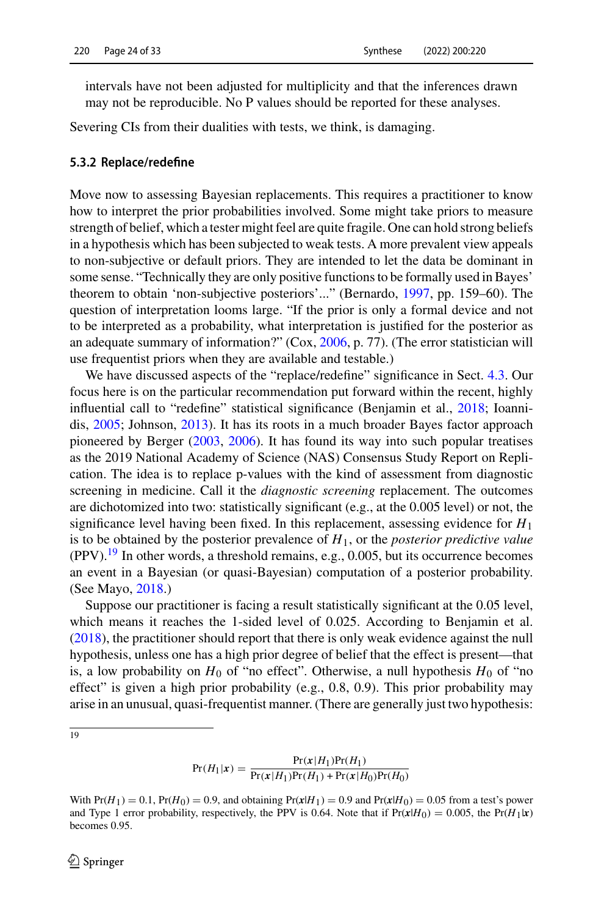intervals have not been adjusted for multiplicity and that the inferences drawn may not be reproducible. No P values should be reported for these analyses.

Severing CIs from their dualities with tests, we think, is damaging.

### 5.3.2 Replace/redefine

Move now to assessing Bayesian replacements. This requires a practitioner to know how to interpret the prior probabilities involved. Some might take priors to measure strength of belief, which a tester might feel are quite fragile. One can hold strong beliefs in a hypothesis which has been subjected to weak tests. A more prevalent view appeals to non-subjective or default priors. They are intended to let the data be dominant in some sense. "Technically they are only positive functions to be formally used in Bayes' theorem to obtain 'non-subjective posteriors'..." (Bernardo, 1997, pp. 159–60). The question of interpretation looms large. "If the prior is only a formal device and not to be interpreted as a probability, what interpretation is justified for the posterior as an adequate summary of information?" (Cox, 2006, p. 77). (The error statistician will use frequentist priors when they are available and testable.)

We have discussed aspects of the "replace/redefine" significance in Sect. 4.3. Our focus here is on the particular recommendation put forward within the recent, highly influential call to "redefine" statistical significance (Benjamin et al., 2018; Ioannidis, 2005; Johnson, 2013). It has its roots in a much broader Bayes factor approach pioneered by Berger (2003, 2006). It has found its way into such popular treatises as the 2019 National Academy of Science (NAS) Consensus Study Report on Replication. The idea is to replace p-values with the kind of assessment from diagnostic screening in medicine. Call it the *diagnostic screening* replacement. The outcomes are dichotomized into two: statistically significant (e.g., at the 0.005 level) or not, the significance level having been fixed. In this replacement, assessing evidence for $H_1$ is to be obtained by the posterior prevalence of $H_1$, or the *posterior predictive value* (PPV).[19] In other words, a threshold remains, e.g., 0.005, but its occurrence becomes an event in a Bayesian (or quasi-Bayesian) computation of a posterior probability. (See Mayo, 2018.)

Suppose our practitioner is facing a result statistically significant at the 0.05 level, which means it reaches the 1-sided level of 0.025. According to Benjamin et al. (2018), the practitioner should report that there is only weak evidence against the null hypothesis, unless one has a high prior degree of belief that the effect is present—that is, a low probability on $H_0$ of "no effect". Otherwise, a null hypothesis $H_0$ of "no effect" is given a high prior probability (e.g., 0.8, 0.9). This prior probability may arise in an unusual, quasi-frequentist manner. (There are generally just two hypothesis:

---

[19]

$$\Pr(H_1|\boldsymbol{x}) = \frac{\Pr(\boldsymbol{x}|H_1)\Pr(H_1)}{\Pr(\boldsymbol{x}|H_1)\Pr(H_1) + \Pr(\boldsymbol{x}|H_0)\Pr(H_0)}$$

With $\Pr(H_1) = 0.1$, $\Pr(H_0) = 0.9$, and obtaining $\Pr(\boldsymbol{x}|H_1) = 0.9$ and $\Pr(\boldsymbol{x}|H_0) = 0.05$ from a test's power and Type 1 error probability, respectively, the PPV is 0.64. Note that if $\Pr(\boldsymbol{x}|H_0) = 0.005$, the $\Pr(H_1|\boldsymbol{x})$ becomes 0.95.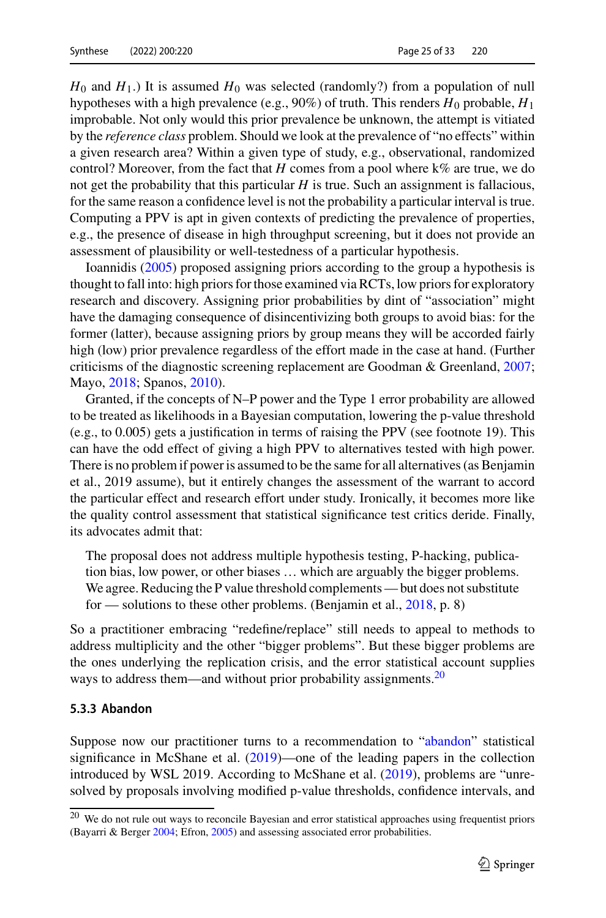$H_0$ and $H_1$.) It is assumed $H_0$ was selected (randomly?) from a population of null hypotheses with a high prevalence (e.g., 90%) of truth. This renders $H_0$ probable, $H_1$ improbable. Not only would this prior prevalence be unknown, the attempt is vitiated by the *reference class* problem. Should we look at the prevalence of "no effects" within a given research area? Within a given type of study, e.g., observational, randomized control? Moreover, from the fact that $H$ comes from a pool where k% are true, we do not get the probability that this particular $H$ is true. Such an assignment is fallacious, for the same reason a confidence level is not the probability a particular interval is true. Computing a PPV is apt in given contexts of predicting the prevalence of properties, e.g., the presence of disease in high throughput screening, but it does not provide an assessment of plausibility or well-testedness of a particular hypothesis.

Ioannidis (2005) proposed assigning priors according to the group a hypothesis is thought to fall into: high priors for those examined via RCTs, low priors for exploratory research and discovery. Assigning prior probabilities by dint of "association" might have the damaging consequence of disincentivizing both groups to avoid bias: for the former (latter), because assigning priors by group means they will be accorded fairly high (low) prior prevalence regardless of the effort made in the case at hand. (Further criticisms of the diagnostic screening replacement are Goodman & Greenland, 2007; Mayo, 2018; Spanos, 2010).

Granted, if the concepts of N–P power and the Type 1 error probability are allowed to be treated as likelihoods in a Bayesian computation, lowering the p-value threshold (e.g., to 0.005) gets a justification in terms of raising the PPV (see footnote 19). This can have the odd effect of giving a high PPV to alternatives tested with high power. There is no problem if power is assumed to be the same for all alternatives (as Benjamin et al., 2019 assume), but it entirely changes the assessment of the warrant to accord the particular effect and research effort under study. Ironically, it becomes more like the quality control assessment that statistical significance test critics deride. Finally, its advocates admit that:

> The proposal does not address multiple hypothesis testing, P-hacking, publication bias, low power, or other biases … which are arguably the bigger problems. We agree. Reducing the P value threshold complements — but does not substitute for — solutions to these other problems. (Benjamin et al., 2018, p. 8)

So a practitioner embracing "redefine/replace" still needs to appeal to methods to address multiplicity and the other "bigger problems". But these bigger problems are the ones underlying the replication crisis, and the error statistical account supplies ways to address them—and without prior probability assignments.[20]

### 5.3.3 Abandon

Suppose now our practitioner turns to a recommendation to "abandon" statistical significance in McShane et al. (2019)—one of the leading papers in the collection introduced by WSL 2019. According to McShane et al. (2019), problems are "unresolved by proposals involving modified p-value thresholds, confidence intervals, and

---

[20] We do not rule out ways to reconcile Bayesian and error statistical approaches using frequentist priors (Bayarri & Berger 2004; Efron, 2005) and assessing associated error probabilities.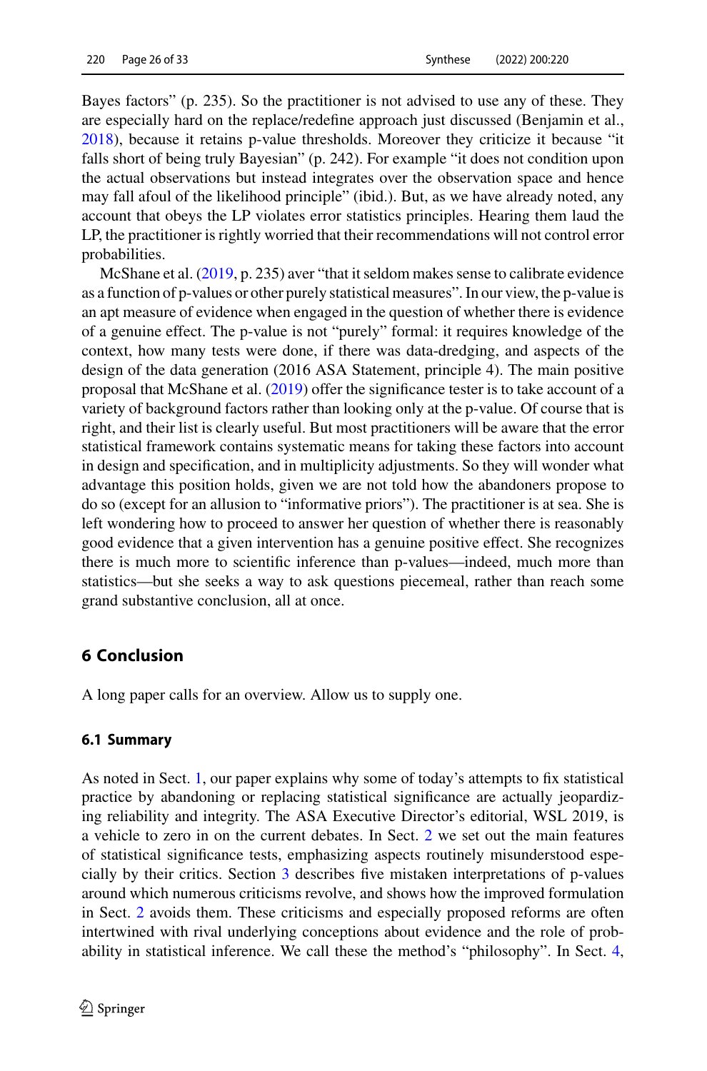Bayes factors" (p. 235). So the practitioner is not advised to use any of these. They are especially hard on the replace/redefine approach just discussed (Benjamin et al., 2018), because it retains p-value thresholds. Moreover they criticize it because "it falls short of being truly Bayesian" (p. 242). For example "it does not condition upon the actual observations but instead integrates over the observation space and hence may fall afoul of the likelihood principle" (ibid.). But, as we have already noted, any account that obeys the LP violates error statistics principles. Hearing them laud the LP, the practitioner is rightly worried that their recommendations will not control error probabilities.

McShane et al. (2019, p. 235) aver "that it seldom makes sense to calibrate evidence as a function of p-values or other purely statistical measures". In our view, the p-value is an apt measure of evidence when engaged in the question of whether there is evidence of a genuine effect. The p-value is not "purely" formal: it requires knowledge of the context, how many tests were done, if there was data-dredging, and aspects of the design of the data generation (2016 ASA Statement, principle 4). The main positive proposal that McShane et al. (2019) offer the significance tester is to take account of a variety of background factors rather than looking only at the p-value. Of course that is right, and their list is clearly useful. But most practitioners will be aware that the error statistical framework contains systematic means for taking these factors into account in design and specification, and in multiplicity adjustments. So they will wonder what advantage this position holds, given we are not told how the abandoners propose to do so (except for an allusion to "informative priors"). The practitioner is at sea. She is left wondering how to proceed to answer her question of whether there is reasonably good evidence that a given intervention has a genuine positive effect. She recognizes there is much more to scientific inference than p-values—indeed, much more than statistics—but she seeks a way to ask questions piecemeal, rather than reach some grand substantive conclusion, all at once.

## 6 Conclusion

A long paper calls for an overview. Allow us to supply one.

### 6.1 Summary

As noted in Sect. 1, our paper explains why some of today's attempts to fix statistical practice by abandoning or replacing statistical significance are actually jeopardizing reliability and integrity. The ASA Executive Director's editorial, WSL 2019, is a vehicle to zero in on the current debates. In Sect. 2 we set out the main features of statistical significance tests, emphasizing aspects routinely misunderstood especially by their critics. Section 3 describes five mistaken interpretations of p-values around which numerous criticisms revolve, and shows how the improved formulation in Sect. 2 avoids them. These criticisms and especially proposed reforms are often intertwined with rival underlying conceptions about evidence and the role of probability in statistical inference. We call these the method's "philosophy". In Sect. 4,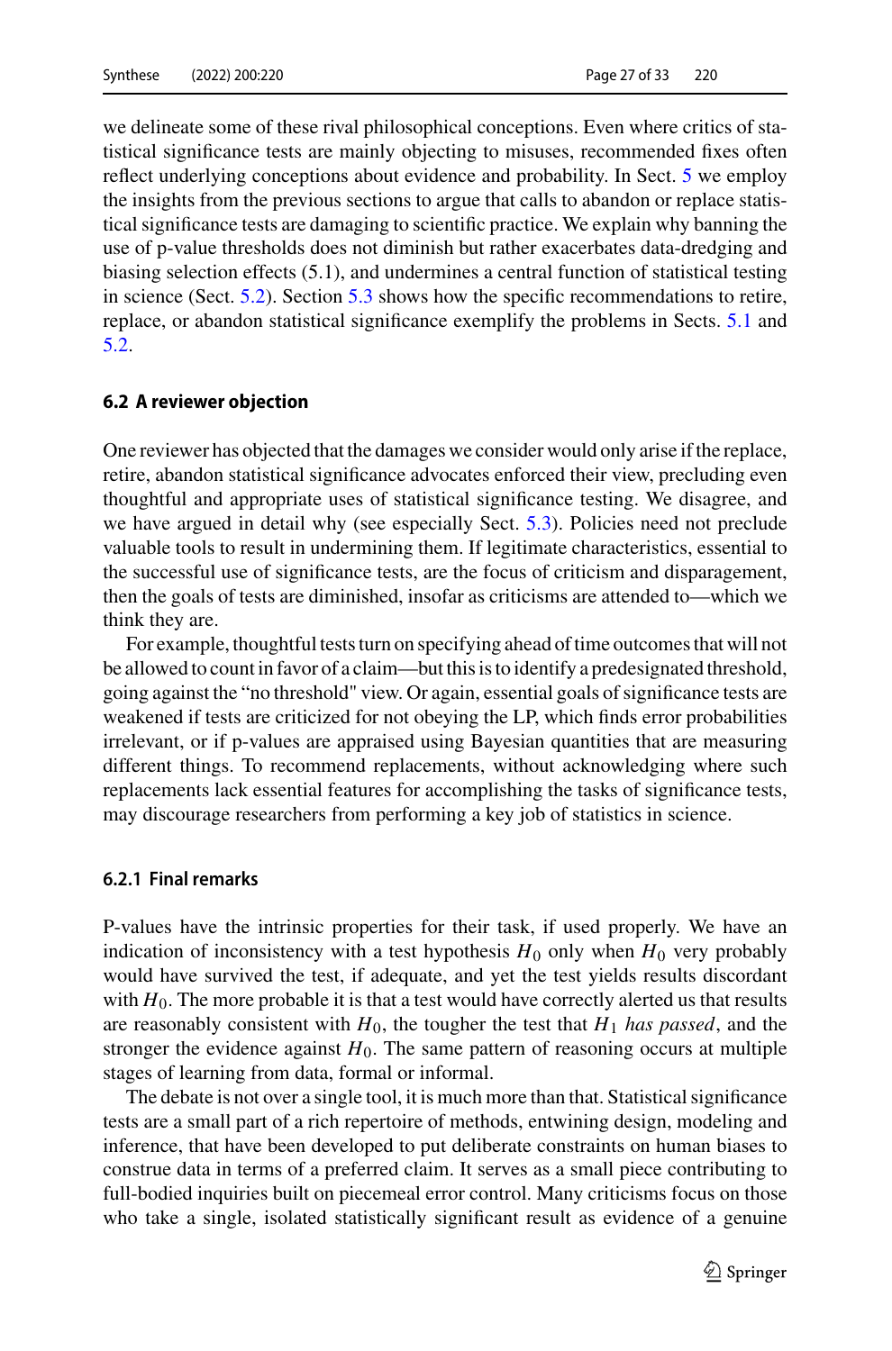we delineate some of these rival philosophical conceptions. Even where critics of statistical significance tests are mainly objecting to misuses, recommended fixes often reflect underlying conceptions about evidence and probability. In Sect. 5 we employ the insights from the previous sections to argue that calls to abandon or replace statistical significance tests are damaging to scientific practice. We explain why banning the use of p-value thresholds does not diminish but rather exacerbates data-dredging and biasing selection effects (5.1), and undermines a central function of statistical testing in science (Sect. 5.2). Section 5.3 shows how the specific recommendations to retire, replace, or abandon statistical significance exemplify the problems in Sects. 5.1 and 5.2.

### 6.2 A reviewer objection

One reviewer has objected that the damages we consider would only arise if the replace, retire, abandon statistical significance advocates enforced their view, precluding even thoughtful and appropriate uses of statistical significance testing. We disagree, and we have argued in detail why (see especially Sect. 5.3). Policies need not preclude valuable tools to result in undermining them. If legitimate characteristics, essential to the successful use of significance tests, are the focus of criticism and disparagement, then the goals of tests are diminished, insofar as criticisms are attended to—which we think they are.

For example, thoughtful tests turn on specifying ahead of time outcomes that will not be allowed to count in favor of a claim—but this is to identify a predesignated threshold, going against the "no threshold" view. Or again, essential goals of significance tests are weakened if tests are criticized for not obeying the LP, which finds error probabilities irrelevant, or if p-values are appraised using Bayesian quantities that are measuring different things. To recommend replacements, without acknowledging where such replacements lack essential features for accomplishing the tasks of significance tests, may discourage researchers from performing a key job of statistics in science.

#### 6.2.1 Final remarks

P-values have the intrinsic properties for their task, if used properly. We have an indication of inconsistency with a test hypothesis $H_0$ only when $H_0$ very probably would have survived the test, if adequate, and yet the test yields results discordant with $H_0$. The more probable it is that a test would have correctly alerted us that results are reasonably consistent with $H_0$, the tougher the test that $H_1$ *has passed*, and the stronger the evidence against $H_0$. The same pattern of reasoning occurs at multiple stages of learning from data, formal or informal.

The debate is not over a single tool, it is much more than that. Statistical significance tests are a small part of a rich repertoire of methods, entwining design, modeling and inference, that have been developed to put deliberate constraints on human biases to construe data in terms of a preferred claim. It serves as a small piece contributing to full-bodied inquiries built on piecemeal error control. Many criticisms focus on those who take a single, isolated statistically significant result as evidence of a genuine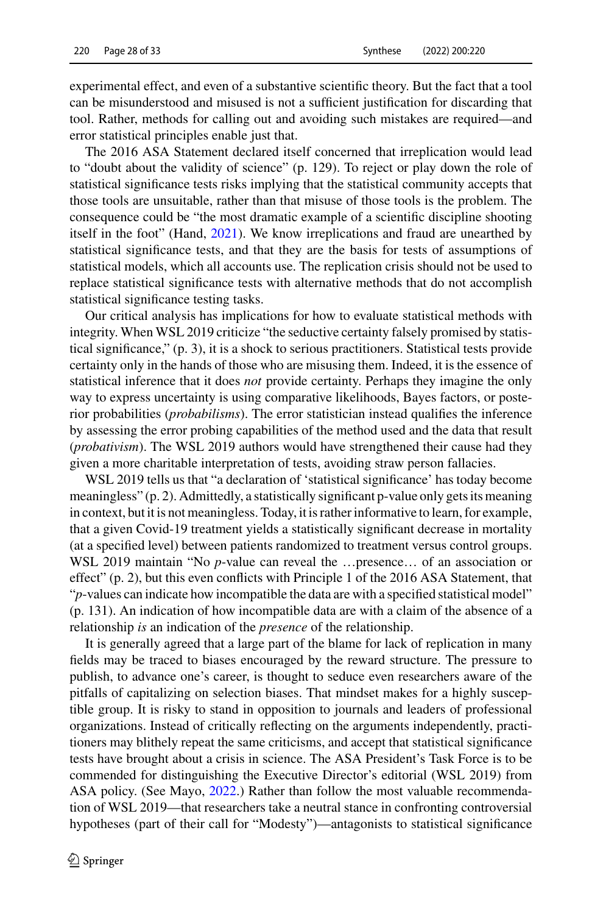experimental effect, and even of a substantive scientific theory. But the fact that a tool can be misunderstood and misused is not a sufficient justification for discarding that tool. Rather, methods for calling out and avoiding such mistakes are required—and error statistical principles enable just that.

The 2016 ASA Statement declared itself concerned that irreplication would lead to "doubt about the validity of science" (p. 129). To reject or play down the role of statistical significance tests risks implying that the statistical community accepts that those tools are unsuitable, rather than that misuse of those tools is the problem. The consequence could be "the most dramatic example of a scientific discipline shooting itself in the foot" (Hand, 2021). We know irreplications and fraud are unearthed by statistical significance tests, and that they are the basis for tests of assumptions of statistical models, which all accounts use. The replication crisis should not be used to replace statistical significance tests with alternative methods that do not accomplish statistical significance testing tasks.

Our critical analysis has implications for how to evaluate statistical methods with integrity. When WSL 2019 criticize "the seductive certainty falsely promised by statistical significance," (p. 3), it is a shock to serious practitioners. Statistical tests provide certainty only in the hands of those who are misusing them. Indeed, it is the essence of statistical inference that it does *not* provide certainty. Perhaps they imagine the only way to express uncertainty is using comparative likelihoods, Bayes factors, or posterior probabilities (*probabilisms*). The error statistician instead qualifies the inference by assessing the error probing capabilities of the method used and the data that result (*probativism*). The WSL 2019 authors would have strengthened their cause had they given a more charitable interpretation of tests, avoiding straw person fallacies.

WSL 2019 tells us that "a declaration of 'statistical significance' has today become meaningless" (p. 2). Admittedly, a statistically significant p-value only gets its meaning in context, but it is not meaningless. Today, it is rather informative to learn, for example, that a given Covid-19 treatment yields a statistically significant decrease in mortality (at a specified level) between patients randomized to treatment versus control groups. WSL 2019 maintain "No *p*-value can reveal the …presence… of an association or effect" (p. 2), but this even conflicts with Principle 1 of the 2016 ASA Statement, that "*p*-values can indicate how incompatible the data are with a specified statistical model" (p. 131). An indication of how incompatible data are with a claim of the absence of a relationship *is* an indication of the *presence* of the relationship.

It is generally agreed that a large part of the blame for lack of replication in many fields may be traced to biases encouraged by the reward structure. The pressure to publish, to advance one's career, is thought to seduce even researchers aware of the pitfalls of capitalizing on selection biases. That mindset makes for a highly susceptible group. It is risky to stand in opposition to journals and leaders of professional organizations. Instead of critically reflecting on the arguments independently, practitioners may blithely repeat the same criticisms, and accept that statistical significance tests have brought about a crisis in science. The ASA President's Task Force is to be commended for distinguishing the Executive Director's editorial (WSL 2019) from ASA policy. (See Mayo, 2022.) Rather than follow the most valuable recommendation of WSL 2019—that researchers take a neutral stance in confronting controversial hypotheses (part of their call for "Modesty")—antagonists to statistical significance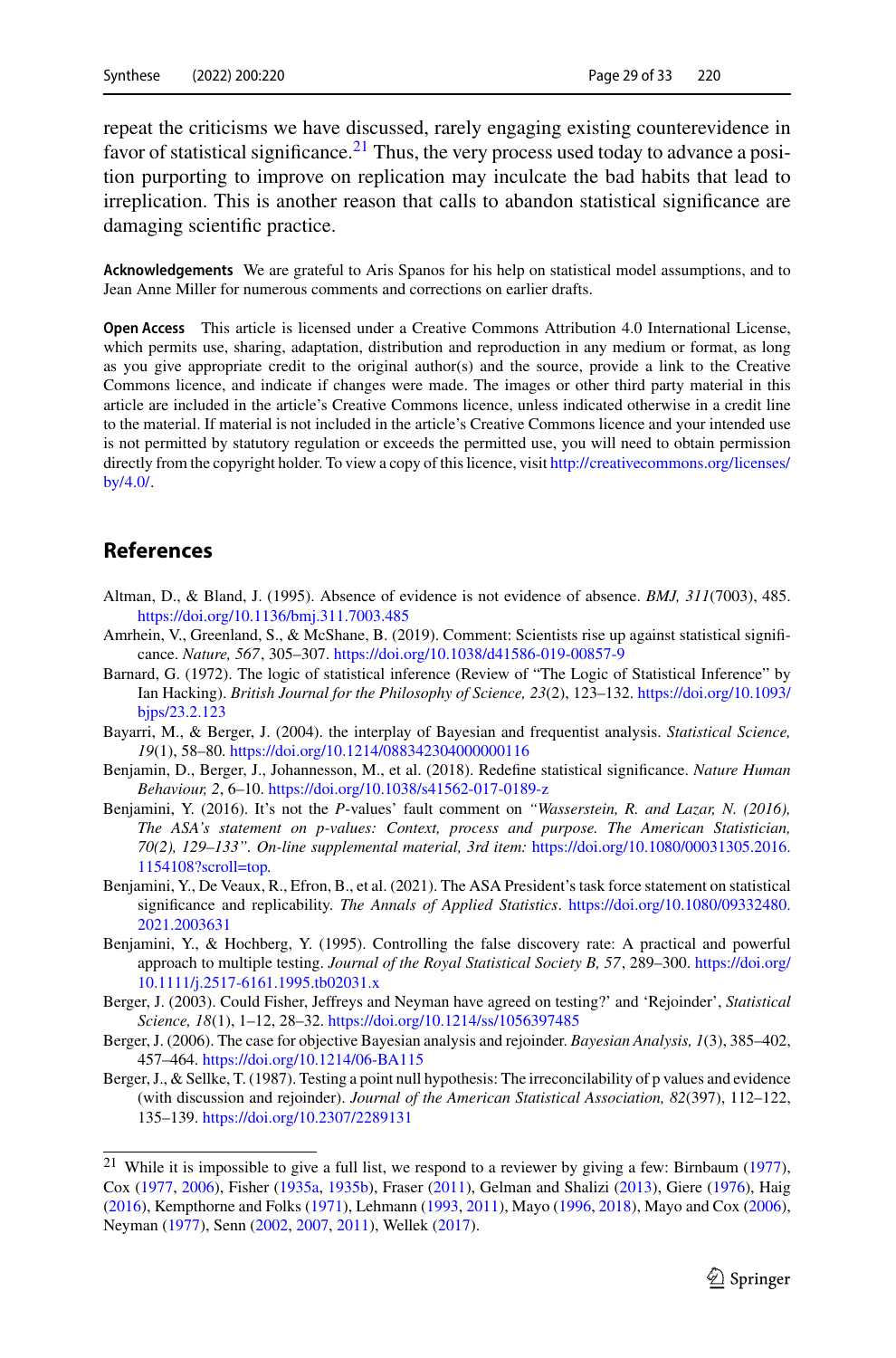repeat the criticisms we have discussed, rarely engaging existing counterevidence in favor of statistical significance.[21] Thus, the very process used today to advance a position purporting to improve on replication may inculcate the bad habits that lead to irreplication. This is another reason that calls to abandon statistical significance are damaging scientific practice.

**Acknowledgements** We are grateful to Aris Spanos for his help on statistical model assumptions, and to Jean Anne Miller for numerous comments and corrections on earlier drafts.

**Open Access** This article is licensed under a Creative Commons Attribution 4.0 International License, which permits use, sharing, adaptation, distribution and reproduction in any medium or format, as long as you give appropriate credit to the original author(s) and the source, provide a link to the Creative Commons licence, and indicate if changes were made. The images or other third party material in this article are included in the article's Creative Commons licence, unless indicated otherwise in a credit line to the material. If material is not included in the article's Creative Commons licence and your intended use is not permitted by statutory regulation or exceeds the permitted use, you will need to obtain permission directly from the copyright holder. To view a copy of this licence, visit http://creativecommons.org/licenses/by/4.0/.

## References

Altman, D., & Bland, J. (1995). Absence of evidence is not evidence of absence. *BMJ, 311*(7003), 485. https://doi.org/10.1136/bmj.311.7003.485

Amrhein, V., Greenland, S., & McShane, B. (2019). Comment: Scientists rise up against statistical significance. *Nature, 567*, 305–307. https://doi.org/10.1038/d41586-019-00857-9

Barnard, G. (1972). The logic of statistical inference (Review of "The Logic of Statistical Inference" by Ian Hacking). *British Journal for the Philosophy of Science, 23*(2), 123–132. https://doi.org/10.1093/bjps/23.2.123

Bayarri, M., & Berger, J. (2004). the interplay of Bayesian and frequentist analysis. *Statistical Science, 19*(1), 58–80. https://doi.org/10.1214/088342304000000116

Benjamin, D., Berger, J., Johannesson, M., et al. (2018). Redefine statistical significance. *Nature Human Behaviour, 2*, 6–10. https://doi.org/10.1038/s41562-017-0189-z

Benjamini, Y. (2016). It's not the *P*-values' fault comment on *"Wasserstein, R. and Lazar, N. (2016), The ASA's statement on p-values: Context, process and purpose. The American Statistician, 70(2), 129–133". On-line supplemental material, 3rd item:* https://doi.org/10.1080/00031305.2016.1154108?scroll=top.

Benjamini, Y., De Veaux, R., Efron, B., et al. (2021). The ASA President's task force statement on statistical significance and replicability. *The Annals of Applied Statistics*. https://doi.org/10.1080/09332480.2021.2003631

Benjamini, Y., & Hochberg, Y. (1995). Controlling the false discovery rate: A practical and powerful approach to multiple testing. *Journal of the Royal Statistical Society B, 57*, 289–300. https://doi.org/10.1111/j.2517-6161.1995.tb02031.x

Berger, J. (2003). Could Fisher, Jeffreys and Neyman have agreed on testing?' and 'Rejoinder', *Statistical Science, 18*(1), 1–12, 28–32. https://doi.org/10.1214/ss/1056397485

Berger, J. (2006). The case for objective Bayesian analysis and rejoinder. *Bayesian Analysis, 1*(3), 385–402, 457–464. https://doi.org/10.1214/06-BA115

Berger, J., & Sellke, T. (1987). Testing a point null hypothesis: The irreconcilability of p values and evidence (with discussion and rejoinder). *Journal of the American Statistical Association, 82*(397), 112–122, 135–139. https://doi.org/10.2307/2289131

---

[21] While it is impossible to give a full list, we respond to a reviewer by giving a few: Birnbaum (1977), Cox (1977, 2006), Fisher (1935a, 1935b), Fraser (2011), Gelman and Shalizi (2013), Giere (1976), Haig (2016), Kempthorne and Folks (1971), Lehmann (1993, 2011), Mayo (1996, 2018), Mayo and Cox (2006), Neyman (1977), Senn (2002, 2007, 2011), Wellek (2017).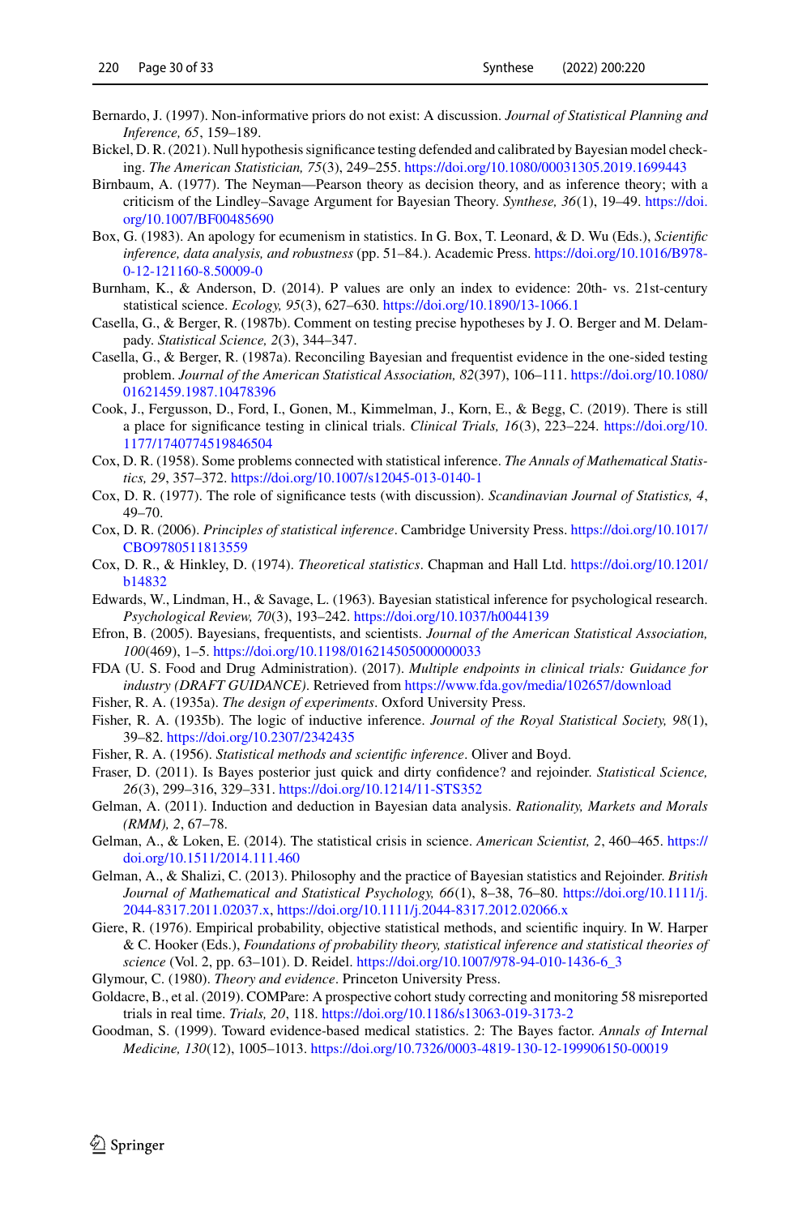Bernardo, J. (1997). Non-informative priors do not exist: A discussion. *Journal of Statistical Planning and Inference, 65*, 159–189.

Bickel, D. R. (2021). Null hypothesis significance testing defended and calibrated by Bayesian model checking. *The American Statistician, 75*(3), 249–255. https://doi.org/10.1080/00031305.2019.1699443

Birnbaum, A. (1977). The Neyman—Pearson theory as decision theory, and as inference theory; with a criticism of the Lindley–Savage Argument for Bayesian Theory. *Synthese, 36*(1), 19–49. https://doi.org/10.1007/BF00485690

Box, G. (1983). An apology for ecumenism in statistics. In G. Box, T. Leonard, & D. Wu (Eds.), *Scientific inference, data analysis, and robustness* (pp. 51–84.). Academic Press. https://doi.org/10.1016/B978-0-12-121160-8.50009-0

Burnham, K., & Anderson, D. (2014). P values are only an index to evidence: 20th- vs. 21st-century statistical science. *Ecology, 95*(3), 627–630. https://doi.org/10.1890/13-1066.1

Casella, G., & Berger, R. (1987b). Comment on testing precise hypotheses by J. O. Berger and M. Delampady. *Statistical Science, 2*(3), 344–347.

Casella, G., & Berger, R. (1987a). Reconciling Bayesian and frequentist evidence in the one-sided testing problem. *Journal of the American Statistical Association, 82*(397), 106–111. https://doi.org/10.1080/01621459.1987.10478396

Cook, J., Fergusson, D., Ford, I., Gonen, M., Kimmelman, J., Korn, E., & Begg, C. (2019). There is still a place for significance testing in clinical trials. *Clinical Trials, 16*(3), 223–224. https://doi.org/10.1177/1740774519846504

Cox, D. R. (1958). Some problems connected with statistical inference. *The Annals of Mathematical Statistics, 29*, 357–372. https://doi.org/10.1007/s12045-013-0140-1

Cox, D. R. (1977). The role of significance tests (with discussion). *Scandinavian Journal of Statistics, 4*, 49–70.

Cox, D. R. (2006). *Principles of statistical inference*. Cambridge University Press. https://doi.org/10.1017/CBO9780511813559

Cox, D. R., & Hinkley, D. (1974). *Theoretical statistics*. Chapman and Hall Ltd. https://doi.org/10.1201/b14832

Edwards, W., Lindman, H., & Savage, L. (1963). Bayesian statistical inference for psychological research. *Psychological Review, 70*(3), 193–242. https://doi.org/10.1037/h0044139

Efron, B. (2005). Bayesians, frequentists, and scientists. *Journal of the American Statistical Association, 100*(469), 1–5. https://doi.org/10.1198/016214505000000033

FDA (U. S. Food and Drug Administration). (2017). *Multiple endpoints in clinical trials: Guidance for industry (DRAFT GUIDANCE)*. Retrieved from https://www.fda.gov/media/102657/download

Fisher, R. A. (1935a). *The design of experiments*. Oxford University Press.

Fisher, R. A. (1935b). The logic of inductive inference. *Journal of the Royal Statistical Society, 98*(1), 39–82. https://doi.org/10.2307/2342435

Fisher, R. A. (1956). *Statistical methods and scientific inference*. Oliver and Boyd.

Fraser, D. (2011). Is Bayes posterior just quick and dirty confidence? and rejoinder. *Statistical Science, 26*(3), 299–316, 329–331. https://doi.org/10.1214/11-STS352

Gelman, A. (2011). Induction and deduction in Bayesian data analysis. *Rationality, Markets and Morals (RMM), 2*, 67–78.

Gelman, A., & Loken, E. (2014). The statistical crisis in science. *American Scientist, 2*, 460–465. https://doi.org/10.1511/2014.111.460

Gelman, A., & Shalizi, C. (2013). Philosophy and the practice of Bayesian statistics and Rejoinder. *British Journal of Mathematical and Statistical Psychology, 66*(1), 8–38, 76–80. https://doi.org/10.1111/j.2044-8317.2011.02037.x, https://doi.org/10.1111/j.2044-8317.2012.02066.x

Giere, R. (1976). Empirical probability, objective statistical methods, and scientific inquiry. In W. Harper & C. Hooker (Eds.), *Foundations of probability theory, statistical inference and statistical theories of science* (Vol. 2, pp. 63–101). D. Reidel. https://doi.org/10.1007/978-94-010-1436-6_3

Glymour, C. (1980). *Theory and evidence*. Princeton University Press.

Goldacre, B., et al. (2019). COMPare: A prospective cohort study correcting and monitoring 58 misreported trials in real time. *Trials, 20*, 118. https://doi.org/10.1186/s13063-019-3173-2

Goodman, S. (1999). Toward evidence-based medical statistics. 2: The Bayes factor. *Annals of Internal Medicine, 130*(12), 1005–1013. https://doi.org/10.7326/0003-4819-130-12-199906150-00019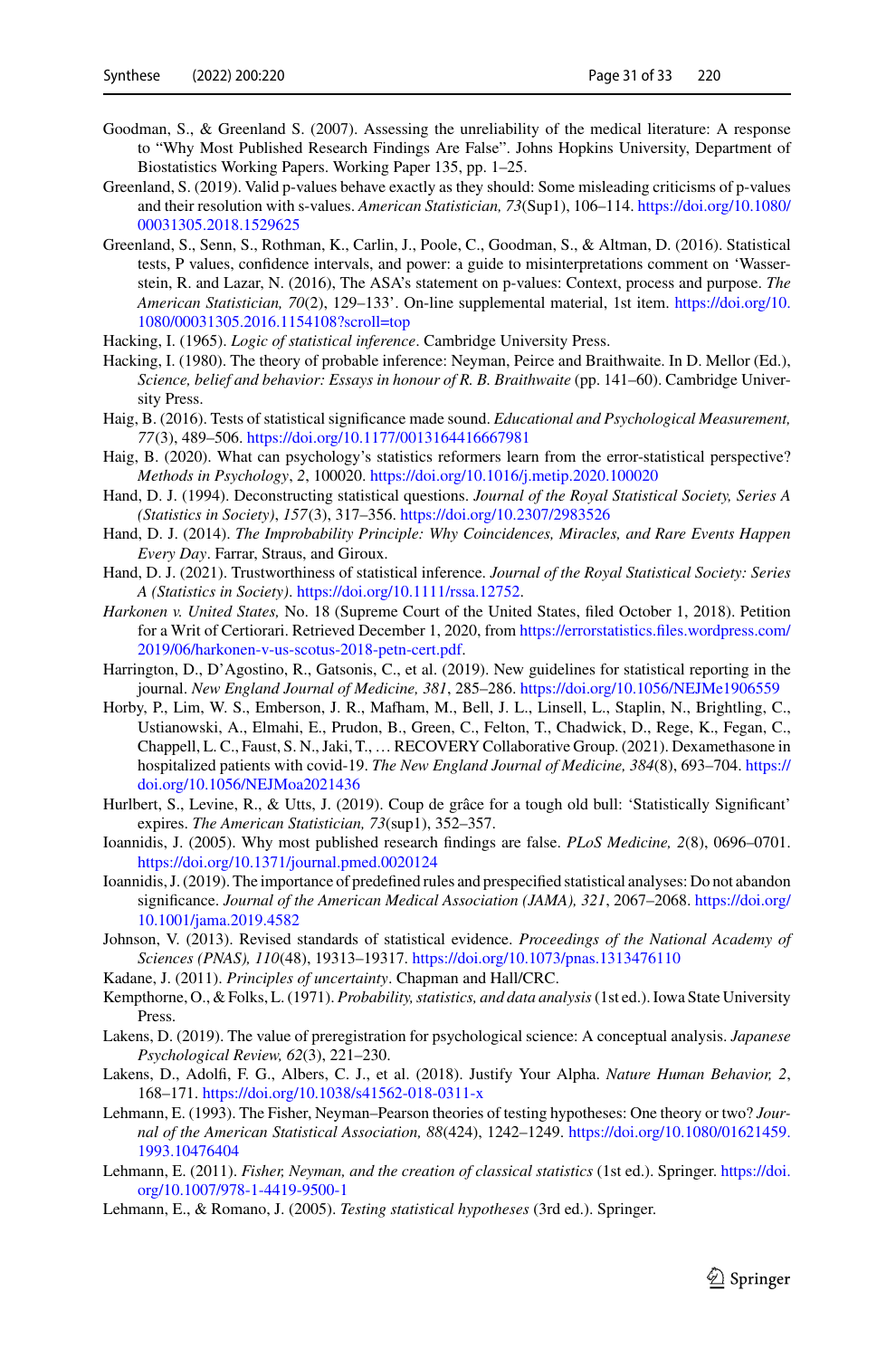Goodman, S., & Greenland S. (2007). Assessing the unreliability of the medical literature: A response to "Why Most Published Research Findings Are False". Johns Hopkins University, Department of Biostatistics Working Papers. Working Paper 135, pp. 1–25.

Greenland, S. (2019). Valid p-values behave exactly as they should: Some misleading criticisms of p-values and their resolution with s-values. *American Statistician, 73*(Sup1), 106–114. https://doi.org/10.1080/00031305.2018.1529625

Greenland, S., Senn, S., Rothman, K., Carlin, J., Poole, C., Goodman, S., & Altman, D. (2016). Statistical tests, P values, confidence intervals, and power: a guide to misinterpretations comment on 'Wasserstein, R. and Lazar, N. (2016), The ASA's statement on p-values: Context, process and purpose. *The American Statistician, 70*(2), 129–133'. On-line supplemental material, 1st item. https://doi.org/10.1080/00031305.2016.1154108?scroll=top

Hacking, I. (1965). *Logic of statistical inference*. Cambridge University Press.

Hacking, I. (1980). The theory of probable inference: Neyman, Peirce and Braithwaite. In D. Mellor (Ed.), *Science, belief and behavior: Essays in honour of R. B. Braithwaite* (pp. 141–60). Cambridge University Press.

Haig, B. (2016). Tests of statistical significance made sound. *Educational and Psychological Measurement, 77*(3), 489–506. https://doi.org/10.1177/0013164416667981

Haig, B. (2020). What can psychology's statistics reformers learn from the error-statistical perspective? *Methods in Psychology*, *2*, 100020. https://doi.org/10.1016/j.metip.2020.100020

Hand, D. J. (1994). Deconstructing statistical questions. *Journal of the Royal Statistical Society, Series A (Statistics in Society)*, *157*(3), 317–356. https://doi.org/10.2307/2983526

Hand, D. J. (2014). *The Improbability Principle: Why Coincidences, Miracles, and Rare Events Happen Every Day*. Farrar, Straus, and Giroux.

Hand, D. J. (2021). Trustworthiness of statistical inference. *Journal of the Royal Statistical Society: Series A (Statistics in Society)*. https://doi.org/10.1111/rssa.12752.

*Harkonen v. United States,* No. 18 (Supreme Court of the United States, filed October 1, 2018). Petition for a Writ of Certiorari. Retrieved December 1, 2020, from https://errorstatistics.files.wordpress.com/2019/06/harkonen-v-us-scotus-2018-petn-cert.pdf.

Harrington, D., D'Agostino, R., Gatsonis, C., et al. (2019). New guidelines for statistical reporting in the journal. *New England Journal of Medicine, 381*, 285–286. https://doi.org/10.1056/NEJMe1906559

Horby, P., Lim, W. S., Emberson, J. R., Mafham, M., Bell, J. L., Linsell, L., Staplin, N., Brightling, C., Ustianowski, A., Elmahi, E., Prudon, B., Green, C., Felton, T., Chadwick, D., Rege, K., Fegan, C., Chappell, L. C., Faust, S. N., Jaki, T., … RECOVERY Collaborative Group. (2021). Dexamethasone in hospitalized patients with covid-19. *The New England Journal of Medicine, 384*(8), 693–704. https://doi.org/10.1056/NEJMoa2021436

Hurlbert, S., Levine, R., & Utts, J. (2019). Coup de grâce for a tough old bull: 'Statistically Significant' expires. *The American Statistician, 73*(sup1), 352–357.

Ioannidis, J. (2005). Why most published research findings are false. *PLoS Medicine, 2*(8), 0696–0701. https://doi.org/10.1371/journal.pmed.0020124

Ioannidis, J. (2019). The importance of predefined rules and prespecified statistical analyses: Do not abandon significance. *Journal of the American Medical Association (JAMA), 321*, 2067–2068. https://doi.org/10.1001/jama.2019.4582

Johnson, V. (2013). Revised standards of statistical evidence. *Proceedings of the National Academy of Sciences (PNAS), 110*(48), 19313–19317. https://doi.org/10.1073/pnas.1313476110

Kadane, J. (2011). *Principles of uncertainty*. Chapman and Hall/CRC.

Kempthorne, O., & Folks, L. (1971). *Probability, statistics, and data analysis* (1st ed.). Iowa State University Press.

Lakens, D. (2019). The value of preregistration for psychological science: A conceptual analysis. *Japanese Psychological Review, 62*(3), 221–230.

Lakens, D., Adolfi, F. G., Albers, C. J., et al. (2018). Justify Your Alpha. *Nature Human Behavior, 2*, 168–171. https://doi.org/10.1038/s41562-018-0311-x

Lehmann, E. (1993). The Fisher, Neyman–Pearson theories of testing hypotheses: One theory or two? *Journal of the American Statistical Association, 88*(424), 1242–1249. https://doi.org/10.1080/01621459.1993.10476404

Lehmann, E. (2011). *Fisher, Neyman, and the creation of classical statistics* (1st ed.). Springer. https://doi.org/10.1007/978-1-4419-9500-1

Lehmann, E., & Romano, J. (2005). *Testing statistical hypotheses* (3rd ed.). Springer.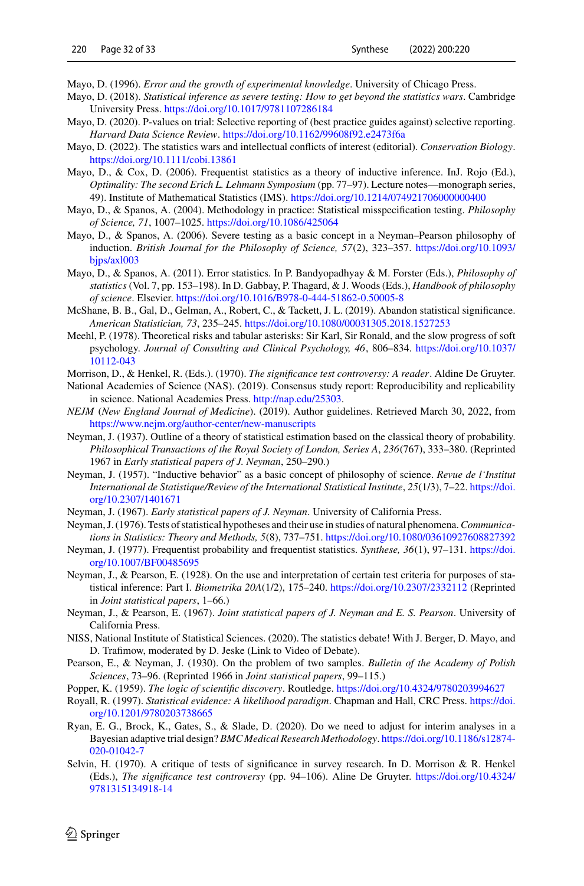Mayo, D. (1996). *Error and the growth of experimental knowledge*. University of Chicago Press.

Mayo, D. (2018). *Statistical inference as severe testing: How to get beyond the statistics wars*. Cambridge University Press. https://doi.org/10.1017/9781107286184

Mayo, D. (2020). P-values on trial: Selective reporting of (best practice guides against) selective reporting. *Harvard Data Science Review*. https://doi.org/10.1162/99608f92.e2473f6a

Mayo, D. (2022). The statistics wars and intellectual conflicts of interest (editorial). *Conservation Biology*. https://doi.org/10.1111/cobi.13861

Mayo, D., & Cox, D. (2006). Frequentist statistics as a theory of inductive inference. InJ. Rojo (Ed.), *Optimality: The second Erich L. Lehmann Symposium* (pp. 77–97). Lecture notes—monograph series, 49). Institute of Mathematical Statistics (IMS). https://doi.org/10.1214/074921706000000400

Mayo, D., & Spanos, A. (2004). Methodology in practice: Statistical misspecification testing. *Philosophy of Science, 71*, 1007–1025. https://doi.org/10.1086/425064

Mayo, D., & Spanos, A. (2006). Severe testing as a basic concept in a Neyman–Pearson philosophy of induction. *British Journal for the Philosophy of Science, 57*(2), 323–357. https://doi.org/10.1093/bjps/axl003

Mayo, D., & Spanos, A. (2011). Error statistics. In P. Bandyopadhyay & M. Forster (Eds.), *Philosophy of statistics* (Vol. 7, pp. 153–198). In D. Gabbay, P. Thagard, & J. Woods (Eds.), *Handbook of philosophy of science*. Elsevier. https://doi.org/10.1016/B978-0-444-51862-0.50005-8

McShane, B. B., Gal, D., Gelman, A., Robert, C., & Tackett, J. L. (2019). Abandon statistical significance. *American Statistician, 73*, 235–245. https://doi.org/10.1080/00031305.2018.1527253

Meehl, P. (1978). Theoretical risks and tabular asterisks: Sir Karl, Sir Ronald, and the slow progress of soft psychology. *Journal of Consulting and Clinical Psychology, 46*, 806–834. https://doi.org/10.1037/10112-043

Morrison, D., & Henkel, R. (Eds.). (1970). *The significance test controversy: A reader*. Aldine De Gruyter.

National Academies of Science (NAS). (2019). Consensus study report: Reproducibility and replicability in science. National Academies Press. http://nap.edu/25303.

*NEJM* (*New England Journal of Medicine*). (2019). Author guidelines. Retrieved March 30, 2022, from https://www.nejm.org/author-center/new-manuscripts

Neyman, J. (1937). Outline of a theory of statistical estimation based on the classical theory of probability. *Philosophical Transactions of the Royal Society of London, Series A*, *236*(767), 333–380. (Reprinted 1967 in *Early statistical papers of J. Neyman*, 250–290.)

Neyman, J. (1957). "Inductive behavior" as a basic concept of philosophy of science. *Revue de l'Institut International de Statistique/Review of the International Statistical Institute*, *25*(1/3), 7–22. https://doi.org/10.2307/1401671

Neyman, J. (1967). *Early statistical papers of J. Neyman*. University of California Press.

Neyman, J. (1976). Tests of statistical hypotheses and their use in studies of natural phenomena. *Communications in Statistics: Theory and Methods, 5*(8), 737–751. https://doi.org/10.1080/03610927608827392

Neyman, J. (1977). Frequentist probability and frequentist statistics. *Synthese, 36*(1), 97–131. https://doi.org/10.1007/BF00485695

Neyman, J., & Pearson, E. (1928). On the use and interpretation of certain test criteria for purposes of statistical inference: Part I. *Biometrika 20A*(1/2), 175–240. https://doi.org/10.2307/2332112 (Reprinted in *Joint statistical papers*, 1–66.)

Neyman, J., & Pearson, E. (1967). *Joint statistical papers of J. Neyman and E. S. Pearson*. University of California Press.

NISS, National Institute of Statistical Sciences. (2020). The statistics debate! With J. Berger, D. Mayo, and D. Trafimow, moderated by D. Jeske (Link to Video of Debate).

Pearson, E., & Neyman, J. (1930). On the problem of two samples. *Bulletin of the Academy of Polish Sciences*, 73–96. (Reprinted 1966 in *Joint statistical papers*, 99–115.)

Popper, K. (1959). *The logic of scientific discovery*. Routledge. https://doi.org/10.4324/9780203994627

Royall, R. (1997). *Statistical evidence: A likelihood paradigm*. Chapman and Hall, CRC Press. https://doi.org/10.1201/9780203738665

Ryan, E. G., Brock, K., Gates, S., & Slade, D. (2020). Do we need to adjust for interim analyses in a Bayesian adaptive trial design? *BMC Medical Research Methodology*. https://doi.org/10.1186/s12874-020-01042-7

Selvin, H. (1970). A critique of tests of significance in survey research. In D. Morrison & R. Henkel (Eds.), *The significance test controversy* (pp. 94–106). Aline De Gruyter. https://doi.org/10.4324/9781315134918-14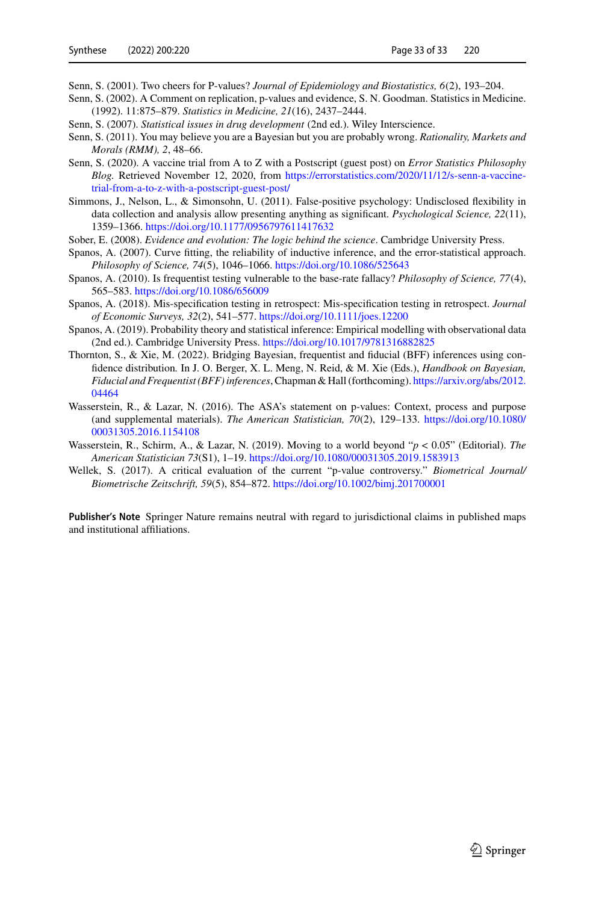Senn, S. (2001). Two cheers for P-values? *Journal of Epidemiology and Biostatistics, 6*(2), 193–204.

Senn, S. (2002). A Comment on replication, p-values and evidence, S. N. Goodman. Statistics in Medicine. (1992). 11:875–879. *Statistics in Medicine, 21*(16), 2437–2444.

Senn, S. (2007). *Statistical issues in drug development* (2nd ed.). Wiley Interscience.

Senn, S. (2011). You may believe you are a Bayesian but you are probably wrong. *Rationality, Markets and Morals (RMM), 2*, 48–66.

Senn, S. (2020). A vaccine trial from A to Z with a Postscript (guest post) on *Error Statistics Philosophy Blog.* Retrieved November 12, 2020, from https://errorstatistics.com/2020/11/12/s-senn-a-vaccine-trial-from-a-to-z-with-a-postscript-guest-post/

Simmons, J., Nelson, L., & Simonsohn, U. (2011). False-positive psychology: Undisclosed flexibility in data collection and analysis allow presenting anything as significant. *Psychological Science, 22*(11), 1359–1366. https://doi.org/10.1177/0956797611417632

Sober, E. (2008). *Evidence and evolution: The logic behind the science*. Cambridge University Press.

Spanos, A. (2007). Curve fitting, the reliability of inductive inference, and the error-statistical approach. *Philosophy of Science, 74*(5), 1046–1066. https://doi.org/10.1086/525643

Spanos, A. (2010). Is frequentist testing vulnerable to the base-rate fallacy? *Philosophy of Science, 77*(4), 565–583. https://doi.org/10.1086/656009

Spanos, A. (2018). Mis-specification testing in retrospect: Mis-specification testing in retrospect. *Journal of Economic Surveys, 32*(2), 541–577. https://doi.org/10.1111/joes.12200

Spanos, A. (2019). Probability theory and statistical inference: Empirical modelling with observational data (2nd ed.). Cambridge University Press. https://doi.org/10.1017/9781316882825

Thornton, S., & Xie, M. (2022). Bridging Bayesian, frequentist and fiducial (BFF) inferences using confidence distribution*.* In J. O. Berger, X. L. Meng, N. Reid, & M. Xie (Eds.), *Handbook on Bayesian, Fiducial and Frequentist (BFF) inferences*, Chapman & Hall (forthcoming). https://arxiv.org/abs/2012.04464

Wasserstein, R., & Lazar, N. (2016). The ASA's statement on p-values: Context, process and purpose (and supplemental materials). *The American Statistician, 70*(2), 129–133. https://doi.org/10.1080/00031305.2016.1154108

Wasserstein, R., Schirm, A., & Lazar, N. (2019). Moving to a world beyond "$p < 0.05$" (Editorial). *The American Statistician 73*(S1), 1–19. https://doi.org/10.1080/00031305.2019.1583913

Wellek, S. (2017). A critical evaluation of the current "p-value controversy." *Biometrical Journal/ Biometrische Zeitschrift, 59*(5), 854–872. https://doi.org/10.1002/bimj.201700001

**Publisher's Note** Springer Nature remains neutral with regard to jurisdictional claims in published maps and institutional affiliations.